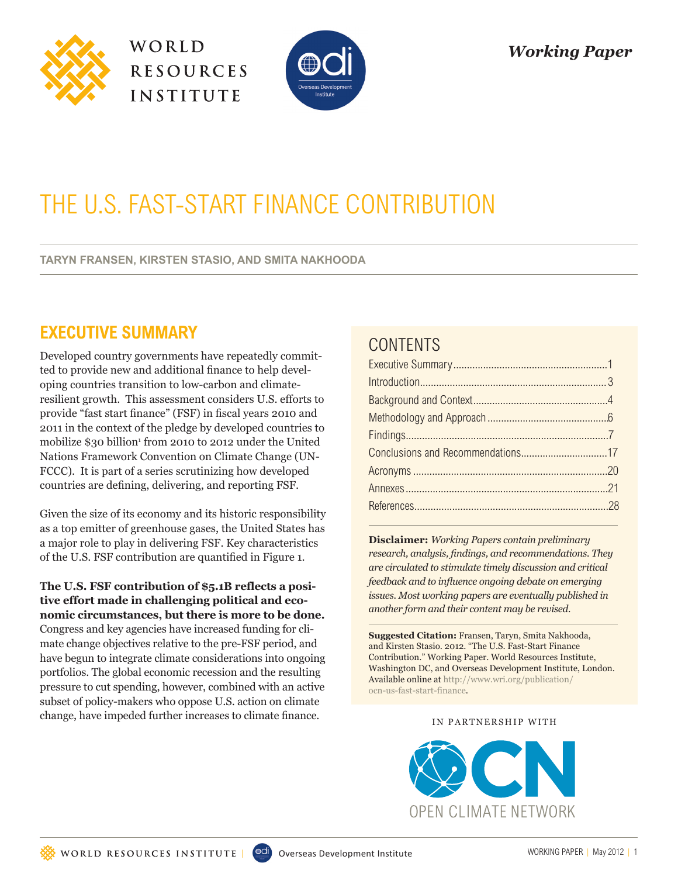WORLD RESOURCES INSTITUTE

*Working Paper*

# THE U.S. FAST-START FINANCE CONTRIBUTION

**TARYN FRANSEN, KIRSTEN STASIO, AND SMITA NAKHOODA**

## EXECUTIVE SUMMARY

Developed country governments have repeatedly committed to provide new and additional finance to help developing countries transition to low-carbon and climate-resilient growth. This assessment considers U.S. efforts to provide "fast start finance" (FSF) in fiscal years 2010 and 2011 in the context of the pledge by developed countries to mobilize $30 billion[1] from 2010 to 2012 under the United Nations Framework Convention on Climate Change (UNFCCC). It is part of a series scrutinizing how developed countries are defining, delivering, and reporting FSF.

Given the size of its economy and its historic responsibility as a top emitter of greenhouse gases, the United States has a major role to play in delivering FSF. Key characteristics of the U.S. FSF contribution are quantified in Figure 1.

**The U.S. FSF contribution of $5.1B reflects a positive effort made in challenging political and economic circumstances, but there is more to be done.** Congress and key agencies have increased funding for climate change objectives relative to the pre-FSF period, and have begun to integrate climate considerations into ongoing portfolios. The global economic recession and the resulting pressure to cut spending, however, combined with an active subset of policy-makers who oppose U.S. action on climate change, have impeded further increases to climate finance.

## CONTENTS

- Executive Summary ... 1
- Introduction ... 3
- Background and Context ... 4
- Methodology and Approach ... 6
- Findings ... 7
- Conclusions and Recommendations ... 17
- Acronyms ... 20
- Annexes ... 21
- References ... 28

**Disclaimer:** *Working Papers contain preliminary research, analysis, findings, and recommendations. They are circulated to stimulate timely discussion and critical feedback and to influence ongoing debate on emerging issues. Most working papers are eventually published in another form and their content may be revised.*

**Suggested Citation:** Fransen, Taryn, Smita Nakhooda, and Kirsten Stasio. 2012. "The U.S. Fast-Start Finance Contribution." Working Paper. World Resources Institute, Washington DC, and Overseas Development Institute, London. Available online at http://www.wri.org/publication/ocn-us-fast-start-finance.

IN PARTNERSHIP WITH

OPEN CLIMATE NETWORK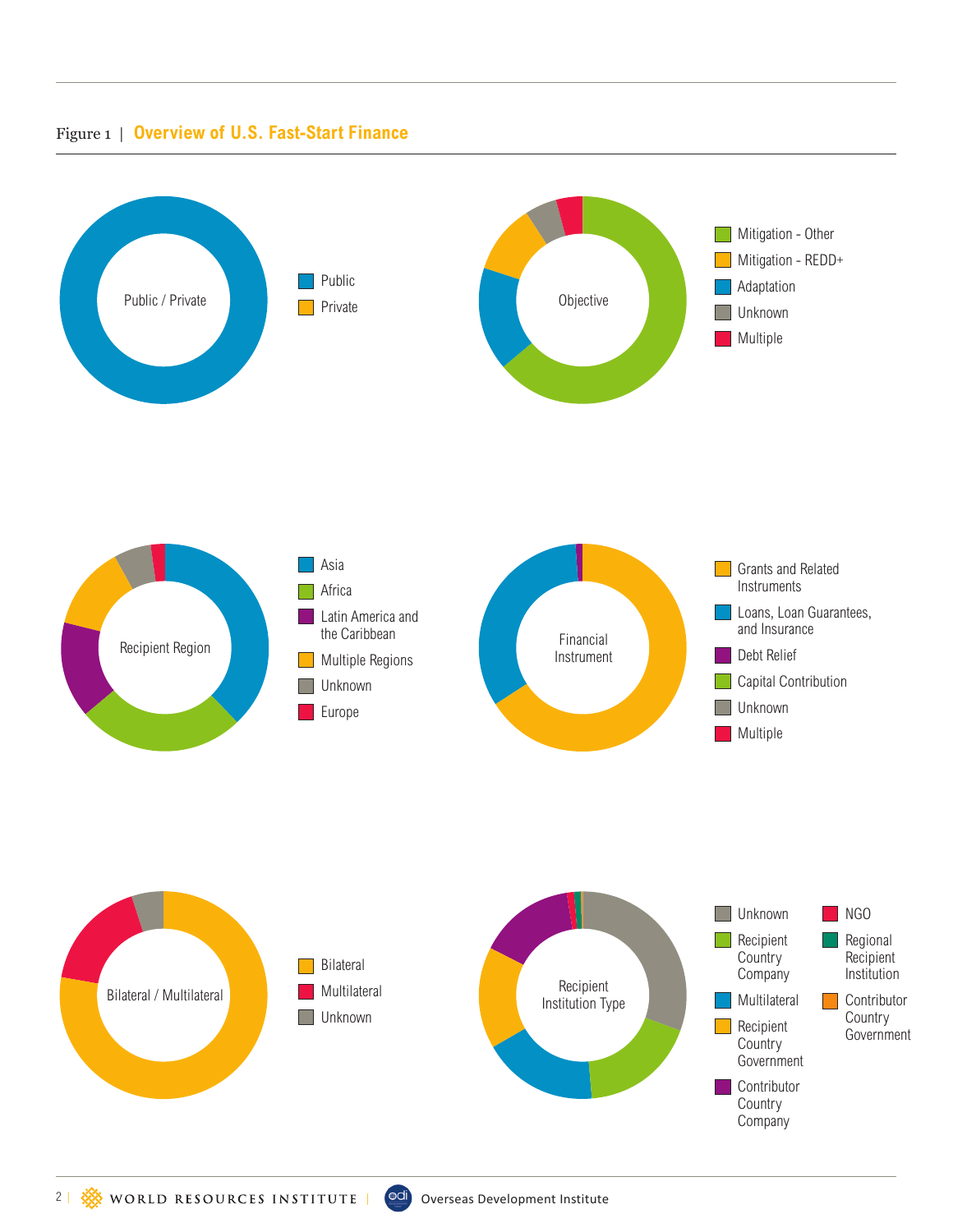## Figure 1 | Overview of U.S. Fast-Start Finance

**Public / Private**
- Public
- Private

**Objective**
- Mitigation - Other
- Mitigation - REDD+
- Adaptation
- Unknown
- Multiple

**Recipient Region**
- Asia
- Africa
- Latin America and the Caribbean
- Multiple Regions
- Unknown
- Europe

**Financial Instrument**
- Grants and Related Instruments
- Loans, Loan Guarantees, and Insurance
- Debt Relief
- Capital Contribution
- Unknown
- Multiple

**Bilateral / Multilateral**
- Bilateral
- Multilateral
- Unknown

**Recipient Institution Type**
- Unknown
- Recipient Country Company
- Multilateral
- Recipient Country Government
- Contributor Country Company
- NGO
- Regional Recipient Institution
- Contributor Country Government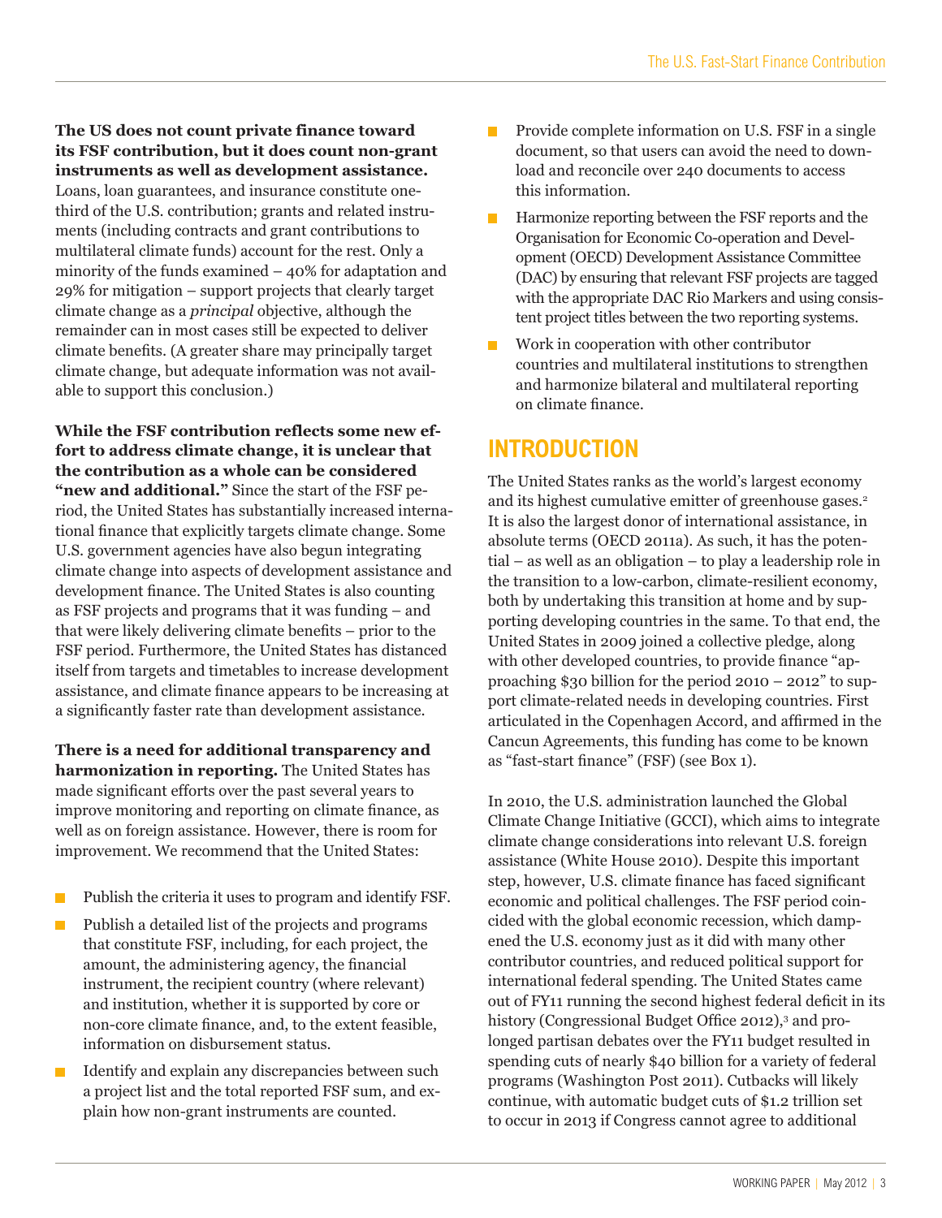**The US does not count private finance toward its FSF contribution, but it does count non-grant instruments as well as development assistance.** Loans, loan guarantees, and insurance constitute one-third of the U.S. contribution; grants and related instruments (including contracts and grant contributions to multilateral climate funds) account for the rest. Only a minority of the funds examined – 40% for adaptation and 29% for mitigation – support projects that clearly target climate change as a *principal* objective, although the remainder can in most cases still be expected to deliver climate benefits. (A greater share may principally target climate change, but adequate information was not available to support this conclusion.)

**While the FSF contribution reflects some new effort to address climate change, it is unclear that the contribution as a whole can be considered "new and additional."** Since the start of the FSF period, the United States has substantially increased international finance that explicitly targets climate change. Some U.S. government agencies have also begun integrating climate change into aspects of development assistance and development finance. The United States is also counting as FSF projects and programs that it was funding – and that were likely delivering climate benefits – prior to the FSF period. Furthermore, the United States has distanced itself from targets and timetables to increase development assistance, and climate finance appears to be increasing at a significantly faster rate than development assistance.

**There is a need for additional transparency and harmonization in reporting.** The United States has made significant efforts over the past several years to improve monitoring and reporting on climate finance, as well as on foreign assistance. However, there is room for improvement. We recommend that the United States:

- Publish the criteria it uses to program and identify FSF.
- Publish a detailed list of the projects and programs that constitute FSF, including, for each project, the amount, the administering agency, the financial instrument, the recipient country (where relevant) and institution, whether it is supported by core or non-core climate finance, and, to the extent feasible, information on disbursement status.
- Identify and explain any discrepancies between such a project list and the total reported FSF sum, and explain how non-grant instruments are counted.
- Provide complete information on U.S. FSF in a single document, so that users can avoid the need to download and reconcile over 240 documents to access this information.
- Harmonize reporting between the FSF reports and the Organisation for Economic Co-operation and Development (OECD) Development Assistance Committee (DAC) by ensuring that relevant FSF projects are tagged with the appropriate DAC Rio Markers and using consistent project titles between the two reporting systems.
- Work in cooperation with other contributor countries and multilateral institutions to strengthen and harmonize bilateral and multilateral reporting on climate finance.

## INTRODUCTION

The United States ranks as the world's largest economy and its highest cumulative emitter of greenhouse gases.[2] It is also the largest donor of international assistance, in absolute terms (OECD 2011a). As such, it has the potential – as well as an obligation – to play a leadership role in the transition to a low-carbon, climate-resilient economy, both by undertaking this transition at home and by supporting developing countries in the same. To that end, the United States in 2009 joined a collective pledge, along with other developed countries, to provide finance "approaching $30 billion for the period 2010 – 2012" to support climate-related needs in developing countries. First articulated in the Copenhagen Accord, and affirmed in the Cancun Agreements, this funding has come to be known as "fast-start finance" (FSF) (see Box 1).

In 2010, the U.S. administration launched the Global Climate Change Initiative (GCCI), which aims to integrate climate change considerations into relevant U.S. foreign assistance (White House 2010). Despite this important step, however, U.S. climate finance has faced significant economic and political challenges. The FSF period coincided with the global economic recession, which dampened the U.S. economy just as it did with many other contributor countries, and reduced political support for international federal spending. The United States came out of FY11 running the second highest federal deficit in its history (Congressional Budget Office 2012),[3] and prolonged partisan debates over the FY11 budget resulted in spending cuts of nearly $40 billion for a variety of federal programs (Washington Post 2011). Cutbacks will likely continue, with automatic budget cuts of $1.2 trillion set to occur in 2013 if Congress cannot agree to additional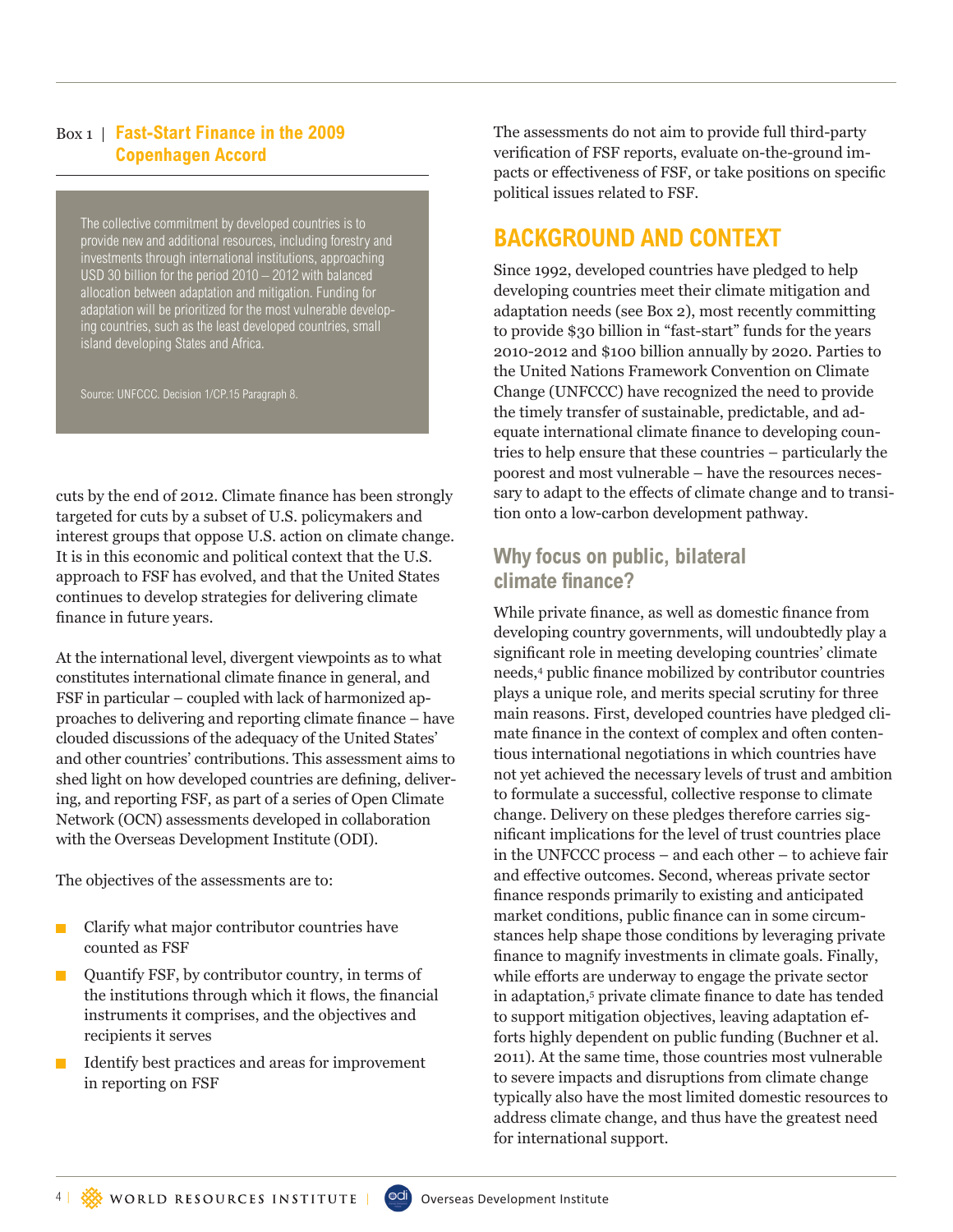**Box 1 | Fast-Start Finance in the 2009 Copenhagen Accord**

> The collective commitment by developed countries is to provide new and additional resources, including forestry and investments through international institutions, approaching USD 30 billion for the period 2010 – 2012 with balanced allocation between adaptation and mitigation. Funding for adaptation will be prioritized for the most vulnerable developing countries, such as the least developed countries, small island developing States and Africa.
>
> Source: UNFCCC. Decision 1/CP.15 Paragraph 8.

cuts by the end of 2012. Climate finance has been strongly targeted for cuts by a subset of U.S. policymakers and interest groups that oppose U.S. action on climate change. It is in this economic and political context that the U.S. approach to FSF has evolved, and that the United States continues to develop strategies for delivering climate finance in future years.

At the international level, divergent viewpoints as to what constitutes international climate finance in general, and FSF in particular – coupled with lack of harmonized approaches to delivering and reporting climate finance – have clouded discussions of the adequacy of the United States' and other countries' contributions. This assessment aims to shed light on how developed countries are defining, delivering, and reporting FSF, as part of a series of Open Climate Network (OCN) assessments developed in collaboration with the Overseas Development Institute (ODI).

The objectives of the assessments are to:

- Clarify what major contributor countries have counted as FSF
- Quantify FSF, by contributor country, in terms of the institutions through which it flows, the financial instruments it comprises, and the objectives and recipients it serves
- Identify best practices and areas for improvement in reporting on FSF

The assessments do not aim to provide full third-party verification of FSF reports, evaluate on-the-ground impacts or effectiveness of FSF, or take positions on specific political issues related to FSF.

## BACKGROUND AND CONTEXT

Since 1992, developed countries have pledged to help developing countries meet their climate mitigation and adaptation needs (see Box 2), most recently committing to provide $30 billion in "fast-start" funds for the years 2010-2012 and $100 billion annually by 2020. Parties to the United Nations Framework Convention on Climate Change (UNFCCC) have recognized the need to provide the timely transfer of sustainable, predictable, and adequate international climate finance to developing countries to help ensure that these countries – particularly the poorest and most vulnerable – have the resources necessary to adapt to the effects of climate change and to transition onto a low-carbon development pathway.

### Why focus on public, bilateral climate finance?

While private finance, as well as domestic finance from developing country governments, will undoubtedly play a significant role in meeting developing countries' climate needs,[4] public finance mobilized by contributor countries plays a unique role, and merits special scrutiny for three main reasons. First, developed countries have pledged climate finance in the context of complex and often contentious international negotiations in which countries have not yet achieved the necessary levels of trust and ambition to formulate a successful, collective response to climate change. Delivery on these pledges therefore carries significant implications for the level of trust countries place in the UNFCCC process – and each other – to achieve fair and effective outcomes. Second, whereas private sector finance responds primarily to existing and anticipated market conditions, public finance can in some circumstances help shape those conditions by leveraging private finance to magnify investments in climate goals. Finally, while efforts are underway to engage the private sector in adaptation,[5] private climate finance to date has tended to support mitigation objectives, leaving adaptation efforts highly dependent on public funding (Buchner et al. 2011). At the same time, those countries most vulnerable to severe impacts and disruptions from climate change typically also have the most limited domestic resources to address climate change, and thus have the greatest need for international support.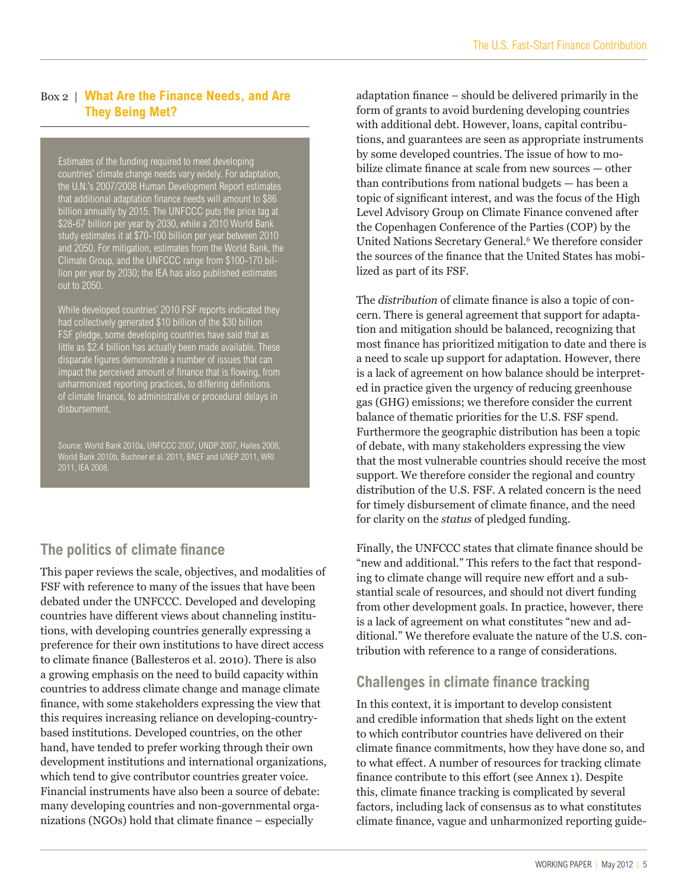### Box 2 | What Are the Finance Needs, and Are They Being Met?

Estimates of the funding required to meet developing countries' climate change needs vary widely. For adaptation, the U.N.'s 2007/2008 Human Development Report estimates that additional adaptation finance needs will amount to $86 billion annually by 2015. The UNFCCC puts the price tag at $28-67 billion per year by 2030, while a 2010 World Bank study estimates it at $70-100 billion per year between 2010 and 2050. For mitigation, estimates from the World Bank, the Climate Group, and the UNFCCC range from $100-170 billion per year by 2030; the IEA has also published estimates out to 2050.

While developed countries' 2010 FSF reports indicated they had collectively generated $10 billion of the $30 billion FSF pledge, some developing countries have said that as little as $2.4 billion has actually been made available. These disparate figures demonstrate a number of issues that can impact the perceived amount of finance that is flowing, from unharmonized reporting practices, to differing definitions of climate finance, to administrative or procedural delays in disbursement.

Source: World Bank 2010a, UNFCCC 2007, UNDP 2007, Haites 2008, World Bank 2010b, Buchner et al. 2011, BNEF and UNEP 2011, WRI 2011, IEA 2008.

## The politics of climate finance

This paper reviews the scale, objectives, and modalities of FSF with reference to many of the issues that have been debated under the UNFCCC. Developed and developing countries have different views about channeling institutions, with developing countries generally expressing a preference for their own institutions to have direct access to climate finance (Ballesteros et al. 2010). There is also a growing emphasis on the need to build capacity within countries to address climate change and manage climate finance, with some stakeholders expressing the view that this requires increasing reliance on developing-country-based institutions. Developed countries, on the other hand, have tended to prefer working through their own development institutions and international organizations, which tend to give contributor countries greater voice. Financial instruments have also been a source of debate: many developing countries and non-governmental organizations (NGOs) hold that climate finance – especially adaptation finance – should be delivered primarily in the form of grants to avoid burdening developing countries with additional debt. However, loans, capital contributions, and guarantees are seen as appropriate instruments by some developed countries. The issue of how to mobilize climate finance at scale from new sources — other than contributions from national budgets — has been a topic of significant interest, and was the focus of the High Level Advisory Group on Climate Finance convened after the Copenhagen Conference of the Parties (COP) by the United Nations Secretary General.[6] We therefore consider the sources of the finance that the United States has mobilized as part of its FSF.

The *distribution* of climate finance is also a topic of concern. There is general agreement that support for adaptation and mitigation should be balanced, recognizing that most finance has prioritized mitigation to date and there is a need to scale up support for adaptation. However, there is a lack of agreement on how balance should be interpreted in practice given the urgency of reducing greenhouse gas (GHG) emissions; we therefore consider the current balance of thematic priorities for the U.S. FSF spend. Furthermore the geographic distribution has been a topic of debate, with many stakeholders expressing the view that the most vulnerable countries should receive the most support. We therefore consider the regional and country distribution of the U.S. FSF. A related concern is the need for timely disbursement of climate finance, and the need for clarity on the *status* of pledged funding.

Finally, the UNFCCC states that climate finance should be "new and additional." This refers to the fact that responding to climate change will require new effort and a substantial scale of resources, and should not divert funding from other development goals. In practice, however, there is a lack of agreement on what constitutes "new and additional." We therefore evaluate the nature of the U.S. contribution with reference to a range of considerations.

## Challenges in climate finance tracking

In this context, it is important to develop consistent and credible information that sheds light on the extent to which contributor countries have delivered on their climate finance commitments, how they have done so, and to what effect. A number of resources for tracking climate finance contribute to this effort (see Annex 1). Despite this, climate finance tracking is complicated by several factors, including lack of consensus as to what constitutes climate finance, vague and unharmonized reporting guide-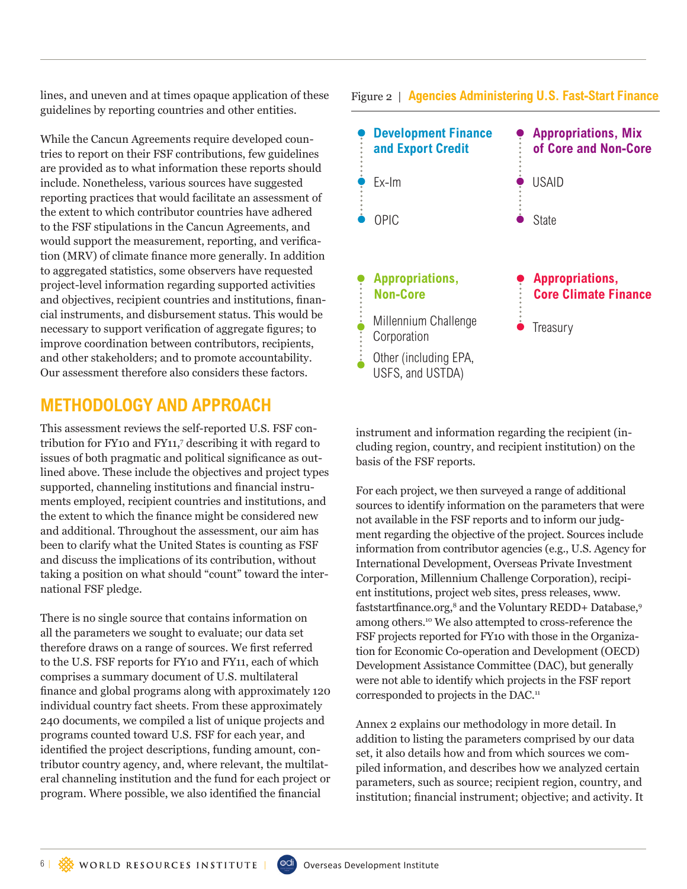lines, and uneven and at times opaque application of these guidelines by reporting countries and other entities.

While the Cancun Agreements require developed countries to report on their FSF contributions, few guidelines are provided as to what information these reports should include. Nonetheless, various sources have suggested reporting practices that would facilitate an assessment of the extent to which contributor countries have adhered to the FSF stipulations in the Cancun Agreements, and would support the measurement, reporting, and verification (MRV) of climate finance more generally. In addition to aggregated statistics, some observers have requested project-level information regarding supported activities and objectives, recipient countries and institutions, financial instruments, and disbursement status. This would be necessary to support verification of aggregate figures; to improve coordination between contributors, recipients, and other stakeholders; and to promote accountability. Our assessment therefore also considers these factors.

Figure 2 | Agencies Administering U.S. Fast-Start Finance

**Development Finance and Export Credit**
- Ex-Im
- OPIC

**Appropriations, Mix of Core and Non-Core**
- USAID
- State

**Appropriations, Non-Core**
- Millennium Challenge Corporation
- Other (including EPA, USFS, and USTDA)

**Appropriations, Core Climate Finance**
- Treasury

## METHODOLOGY AND APPROACH

This assessment reviews the self-reported U.S. FSF contribution for FY10 and FY11,[7] describing it with regard to issues of both pragmatic and political significance as outlined above. These include the objectives and project types supported, channeling institutions and financial instruments employed, recipient countries and institutions, and the extent to which the finance might be considered new and additional. Throughout the assessment, our aim has been to clarify what the United States is counting as FSF and discuss the implications of its contribution, without taking a position on what should "count" toward the international FSF pledge.

There is no single source that contains information on all the parameters we sought to evaluate; our data set therefore draws on a range of sources. We first referred to the U.S. FSF reports for FY10 and FY11, each of which comprises a summary document of U.S. multilateral finance and global programs along with approximately 120 individual country fact sheets. From these approximately 240 documents, we compiled a list of unique projects and programs counted toward U.S. FSF for each year, and identified the project descriptions, funding amount, contributor country agency, and, where relevant, the multilateral channeling institution and the fund for each project or program. Where possible, we also identified the financial instrument and information regarding the recipient (including region, country, and recipient institution) on the basis of the FSF reports.

For each project, we then surveyed a range of additional sources to identify information on the parameters that were not available in the FSF reports and to inform our judgment regarding the objective of the project. Sources include information from contributor agencies (e.g., U.S. Agency for International Development, Overseas Private Investment Corporation, Millennium Challenge Corporation), recipient institutions, project web sites, press releases, www.faststartfinance.org,[8] and the Voluntary REDD+ Database,[9] among others.[10] We also attempted to cross-reference the FSF projects reported for FY10 with those in the Organization for Economic Co-operation and Development (OECD) Development Assistance Committee (DAC), but generally were not able to identify which projects in the FSF report corresponded to projects in the DAC.[11]

Annex 2 explains our methodology in more detail. In addition to listing the parameters comprised by our data set, it also details how and from which sources we compiled information, and describes how we analyzed certain parameters, such as source; recipient region, country, and institution; financial instrument; objective; and activity. It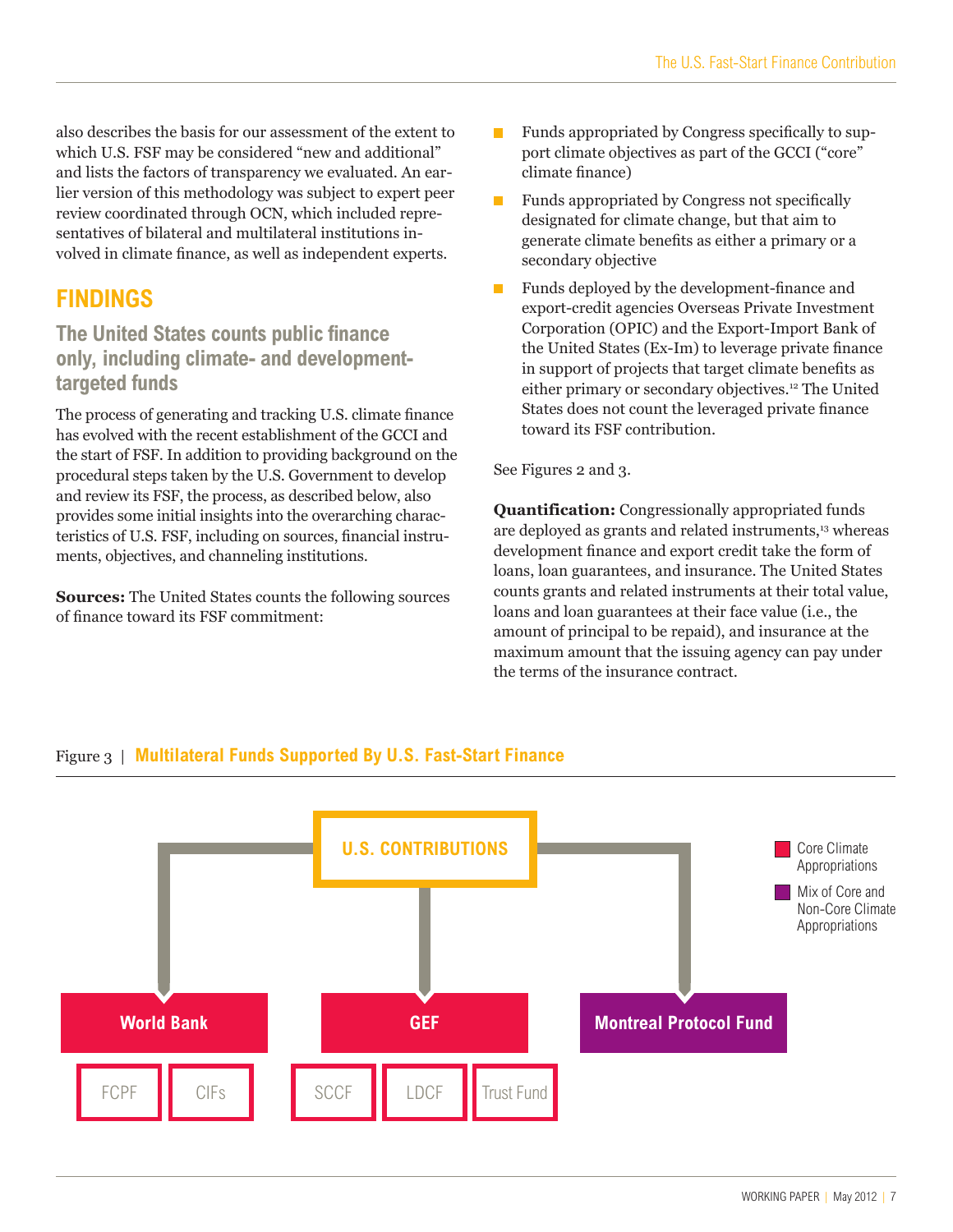also describes the basis for our assessment of the extent to which U.S. FSF may be considered "new and additional" and lists the factors of transparency we evaluated. An earlier version of this methodology was subject to expert peer review coordinated through OCN, which included representatives of bilateral and multilateral institutions involved in climate finance, as well as independent experts.

## FINDINGS

### The United States counts public finance only, including climate- and development-targeted funds

The process of generating and tracking U.S. climate finance has evolved with the recent establishment of the GCCI and the start of FSF. In addition to providing background on the procedural steps taken by the U.S. Government to develop and review its FSF, the process, as described below, also provides some initial insights into the overarching characteristics of U.S. FSF, including on sources, financial instruments, objectives, and channeling institutions.

**Sources:** The United States counts the following sources of finance toward its FSF commitment:

- Funds appropriated by Congress specifically to support climate objectives as part of the GCCI ("core" climate finance)
- Funds appropriated by Congress not specifically designated for climate change, but that aim to generate climate benefits as either a primary or a secondary objective
- Funds deployed by the development-finance and export-credit agencies Overseas Private Investment Corporation (OPIC) and the Export-Import Bank of the United States (Ex-Im) to leverage private finance in support of projects that target climate benefits as either primary or secondary objectives.[12] The United States does not count the leveraged private finance toward its FSF contribution.

See Figures 2 and 3.

**Quantification:** Congressionally appropriated funds are deployed as grants and related instruments,[13] whereas development finance and export credit take the form of loans, loan guarantees, and insurance. The United States counts grants and related instruments at their total value, loans and loan guarantees at their face value (i.e., the amount of principal to be repaid), and insurance at the maximum amount that the issuing agency can pay under the terms of the insurance contract.

Figure 3 | **Multilateral Funds Supported By U.S. Fast-Start Finance**

U.S. CONTRIBUTIONS

- World Bank (Core Climate Appropriations)
  - FCPF
  - CIFs
- GEF (Core Climate Appropriations)
  - SCCF
  - LDCF
  - Trust Fund
- Montreal Protocol Fund (Mix of Core and Non-Core Climate Appropriations)

Legend: Core Climate Appropriations; Mix of Core and Non-Core Climate Appropriations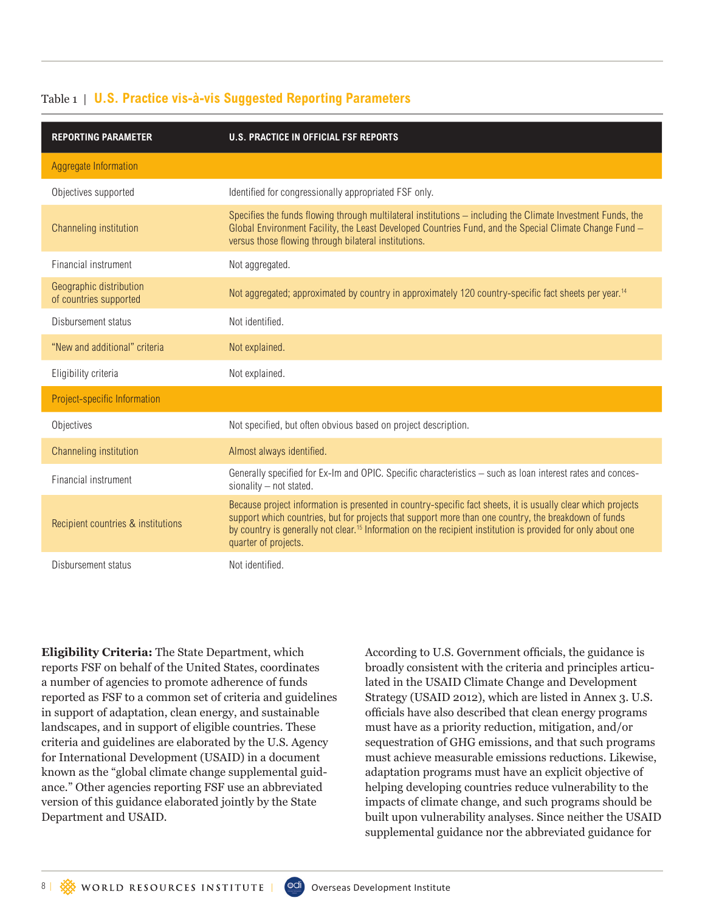Table 1 | **U.S. Practice vis-à-vis Suggested Reporting Parameters**

| REPORTING PARAMETER | U.S. PRACTICE IN OFFICIAL FSF REPORTS |
|---|---|
| **Aggregate Information** | |
| Objectives supported | Identified for congressionally appropriated FSF only. |
| Channeling institution | Specifies the funds flowing through multilateral institutions – including the Climate Investment Funds, the Global Environment Facility, the Least Developed Countries Fund, and the Special Climate Change Fund – versus those flowing through bilateral institutions. |
| Financial instrument | Not aggregated. |
| Geographic distribution of countries supported | Not aggregated; approximated by country in approximately 120 country-specific fact sheets per year.[14] |
| Disbursement status | Not identified. |
| "New and additional" criteria | Not explained. |
| Eligibility criteria | Not explained. |
| **Project-specific Information** | |
| Objectives | Not specified, but often obvious based on project description. |
| Channeling institution | Almost always identified. |
| Financial instrument | Generally specified for Ex-Im and OPIC. Specific characteristics – such as loan interest rates and concessionality – not stated. |
| Recipient countries & institutions | Because project information is presented in country-specific fact sheets, it is usually clear which projects support which countries, but for projects that support more than one country, the breakdown of funds by country is generally not clear.[15] Information on the recipient institution is provided for only about one quarter of projects. |
| Disbursement status | Not identified. |

**Eligibility Criteria:** The State Department, which reports FSF on behalf of the United States, coordinates a number of agencies to promote adherence of funds reported as FSF to a common set of criteria and guidelines in support of adaptation, clean energy, and sustainable landscapes, and in support of eligible countries. These criteria and guidelines are elaborated by the U.S. Agency for International Development (USAID) in a document known as the "global climate change supplemental guidance." Other agencies reporting FSF use an abbreviated version of this guidance elaborated jointly by the State Department and USAID.

According to U.S. Government officials, the guidance is broadly consistent with the criteria and principles articulated in the USAID Climate Change and Development Strategy (USAID 2012), which are listed in Annex 3. U.S. officials have also described that clean energy programs must have as a priority reduction, mitigation, and/or sequestration of GHG emissions, and that such programs must achieve measurable emissions reductions. Likewise, adaptation programs must have an explicit objective of helping developing countries reduce vulnerability to the impacts of climate change, and such programs should be built upon vulnerability analyses. Since neither the USAID supplemental guidance nor the abbreviated guidance for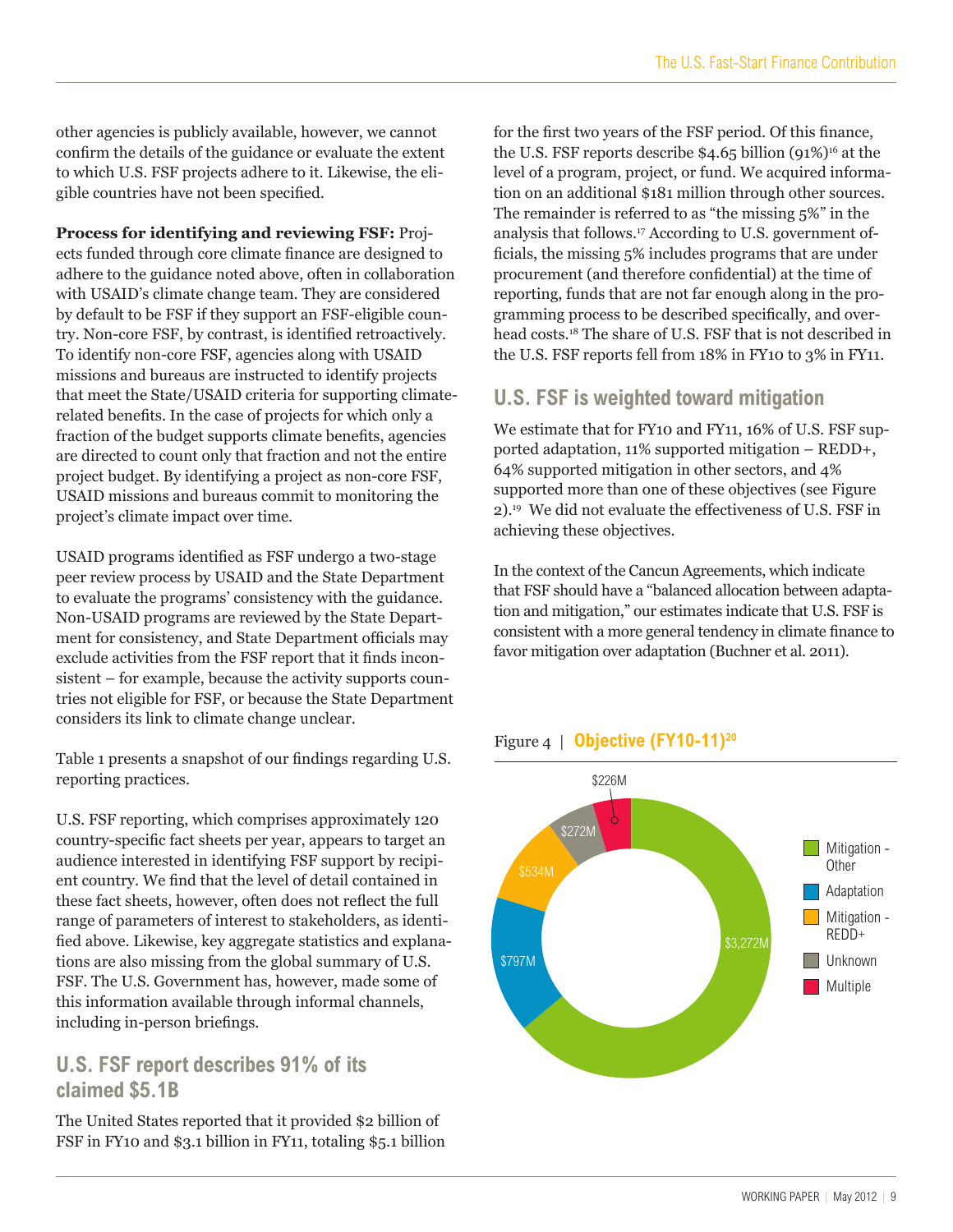other agencies is publicly available, however, we cannot confirm the details of the guidance or evaluate the extent to which U.S. FSF projects adhere to it. Likewise, the eligible countries have not been specified.

**Process for identifying and reviewing FSF:** Projects funded through core climate finance are designed to adhere to the guidance noted above, often in collaboration with USAID's climate change team. They are considered by default to be FSF if they support an FSF-eligible country. Non-core FSF, by contrast, is identified retroactively. To identify non-core FSF, agencies along with USAID missions and bureaus are instructed to identify projects that meet the State/USAID criteria for supporting climate-related benefits. In the case of projects for which only a fraction of the budget supports climate benefits, agencies are directed to count only that fraction and not the entire project budget. By identifying a project as non-core FSF, USAID missions and bureaus commit to monitoring the project's climate impact over time.

USAID programs identified as FSF undergo a two-stage peer review process by USAID and the State Department to evaluate the programs' consistency with the guidance. Non-USAID programs are reviewed by the State Department for consistency, and State Department officials may exclude activities from the FSF report that it finds inconsistent – for example, because the activity supports countries not eligible for FSF, or because the State Department considers its link to climate change unclear.

Table 1 presents a snapshot of our findings regarding U.S. reporting practices.

U.S. FSF reporting, which comprises approximately 120 country-specific fact sheets per year, appears to target an audience interested in identifying FSF support by recipient country. We find that the level of detail contained in these fact sheets, however, often does not reflect the full range of parameters of interest to stakeholders, as identified above. Likewise, key aggregate statistics and explanations are also missing from the global summary of U.S. FSF. The U.S. Government has, however, made some of this information available through informal channels, including in-person briefings.

## U.S. FSF report describes 91% of its claimed $5.1B

The United States reported that it provided $2 billion of FSF in FY10 and $3.1 billion in FY11, totaling $5.1 billion for the first two years of the FSF period. Of this finance, the U.S. FSF reports describe $4.65 billion (91%)[16] at the level of a program, project, or fund. We acquired information on an additional $181 million through other sources. The remainder is referred to as "the missing 5%" in the analysis that follows.[17] According to U.S. government officials, the missing 5% includes programs that are under procurement (and therefore confidential) at the time of reporting, funds that are not far enough along in the programming process to be described specifically, and overhead costs.[18] The share of U.S. FSF that is not described in the U.S. FSF reports fell from 18% in FY10 to 3% in FY11.

## U.S. FSF is weighted toward mitigation

We estimate that for FY10 and FY11, 16% of U.S. FSF supported adaptation, 11% supported mitigation – REDD+, 64% supported mitigation in other sectors, and 4% supported more than one of these objectives (see Figure 2).[19] We did not evaluate the effectiveness of U.S. FSF in achieving these objectives.

In the context of the Cancun Agreements, which indicate that FSF should have a "balanced allocation between adaptation and mitigation," our estimates indicate that U.S. FSF is consistent with a more general tendency in climate finance to favor mitigation over adaptation (Buchner et al. 2011).

Figure 4 | **Objective (FY10-11)**[20]

| Objective | Amount |
|---|---|
| Mitigation - Other | $3,272M |
| Adaptation | $797M |
| Mitigation - REDD+ | $534M |
| Unknown | $272M |
| Multiple | $226M |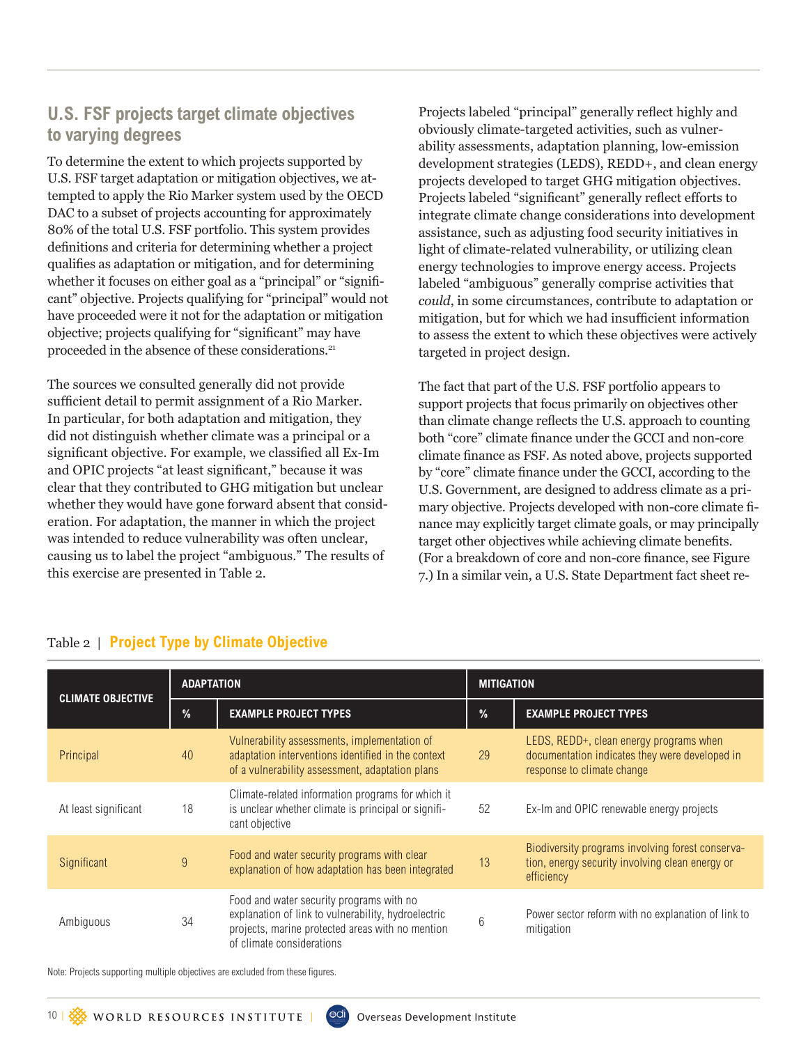## U.S. FSF projects target climate objectives to varying degrees

To determine the extent to which projects supported by U.S. FSF target adaptation or mitigation objectives, we attempted to apply the Rio Marker system used by the OECD DAC to a subset of projects accounting for approximately 80% of the total U.S. FSF portfolio. This system provides definitions and criteria for determining whether a project qualifies as adaptation or mitigation, and for determining whether it focuses on either goal as a "principal" or "significant" objective. Projects qualifying for "principal" would not have proceeded were it not for the adaptation or mitigation objective; projects qualifying for "significant" may have proceeded in the absence of these considerations.[21]

The sources we consulted generally did not provide sufficient detail to permit assignment of a Rio Marker. In particular, for both adaptation and mitigation, they did not distinguish whether climate was a principal or a significant objective. For example, we classified all Ex-Im and OPIC projects "at least significant," because it was clear that they contributed to GHG mitigation but unclear whether they would have gone forward absent that consideration. For adaptation, the manner in which the project was intended to reduce vulnerability was often unclear, causing us to label the project "ambiguous." The results of this exercise are presented in Table 2.

Projects labeled "principal" generally reflect highly and obviously climate-targeted activities, such as vulnerability assessments, adaptation planning, low-emission development strategies (LEDS), REDD+, and clean energy projects developed to target GHG mitigation objectives. Projects labeled "significant" generally reflect efforts to integrate climate change considerations into development assistance, such as adjusting food security initiatives in light of climate-related vulnerability, or utilizing clean energy technologies to improve energy access. Projects labeled "ambiguous" generally comprise activities that *could*, in some circumstances, contribute to adaptation or mitigation, but for which we had insufficient information to assess the extent to which these objectives were actively targeted in project design.

The fact that part of the U.S. FSF portfolio appears to support projects that focus primarily on objectives other than climate change reflects the U.S. approach to counting both "core" climate finance under the GCCI and non-core climate finance as FSF. As noted above, projects supported by "core" climate finance under the GCCI, according to the U.S. Government, are designed to address climate as a primary objective. Projects developed with non-core climate finance may explicitly target climate goals, or may principally target other objectives while achieving climate benefits. (For a breakdown of core and non-core finance, see Figure 7.) In a similar vein, a U.S. State Department fact sheet re-

Table 2 | **Project Type by Climate Objective**

| CLIMATE OBJECTIVE | ADAPTATION | | MITIGATION | |
|---|---|---|---|---|
| | % | EXAMPLE PROJECT TYPES | % | EXAMPLE PROJECT TYPES |
| Principal | 40 | Vulnerability assessments, implementation of adaptation interventions identified in the context of a vulnerability assessment, adaptation plans | 29 | LEDS, REDD+, clean energy programs when documentation indicates they were developed in response to climate change |
| At least significant | 18 | Climate-related information programs for which it is unclear whether climate is principal or significant objective | 52 | Ex-Im and OPIC renewable energy projects |
| Significant | 9 | Food and water security programs with clear explanation of how adaptation has been integrated | 13 | Biodiversity programs involving forest conservation, energy security involving clean energy or efficiency |
| Ambiguous | 34 | Food and water security programs with no explanation of link to vulnerability, hydroelectric projects, marine protected areas with no mention of climate considerations | 6 | Power sector reform with no explanation of link to mitigation |

Note: Projects supporting multiple objectives are excluded from these figures.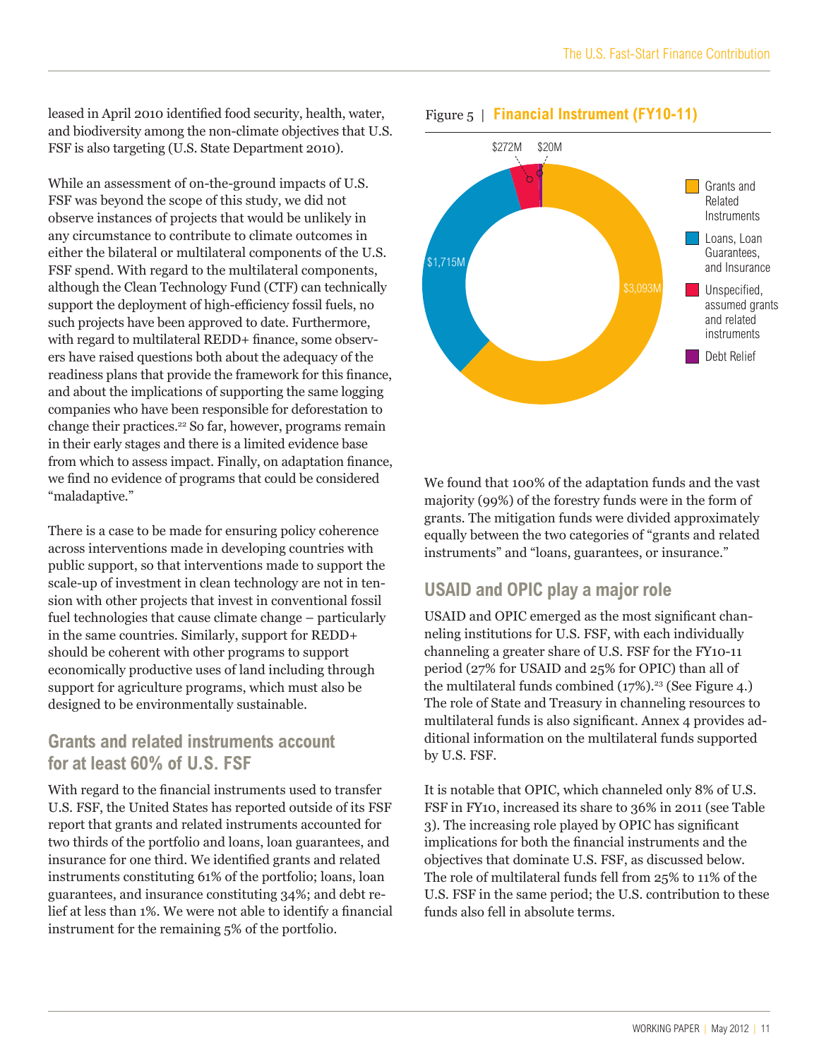leased in April 2010 identified food security, health, water, and biodiversity among the non-climate objectives that U.S. FSF is also targeting (U.S. State Department 2010).

While an assessment of on-the-ground impacts of U.S. FSF was beyond the scope of this study, we did not observe instances of projects that would be unlikely in any circumstance to contribute to climate outcomes in either the bilateral or multilateral components of the U.S. FSF spend. With regard to the multilateral components, although the Clean Technology Fund (CTF) can technically support the deployment of high-efficiency fossil fuels, no such projects have been approved to date. Furthermore, with regard to multilateral REDD+ finance, some observers have raised questions both about the adequacy of the readiness plans that provide the framework for this finance, and about the implications of supporting the same logging companies who have been responsible for deforestation to change their practices.[22] So far, however, programs remain in their early stages and there is a limited evidence base from which to assess impact. Finally, on adaptation finance, we find no evidence of programs that could be considered "maladaptive."

There is a case to be made for ensuring policy coherence across interventions made in developing countries with public support, so that interventions made to support the scale-up of investment in clean technology are not in tension with other projects that invest in conventional fossil fuel technologies that cause climate change – particularly in the same countries. Similarly, support for REDD+ should be coherent with other programs to support economically productive uses of land including through support for agriculture programs, which must also be designed to be environmentally sustainable.

## Grants and related instruments account for at least 60% of U.S. FSF

With regard to the financial instruments used to transfer U.S. FSF, the United States has reported outside of its FSF report that grants and related instruments accounted for two thirds of the portfolio and loans, loan guarantees, and insurance for one third. We identified grants and related instruments constituting 61% of the portfolio; loans, loan guarantees, and insurance constituting 34%; and debt relief at less than 1%. We were not able to identify a financial instrument for the remaining 5% of the portfolio.

Figure 5 | **Financial Instrument (FY10-11)**

| Instrument | Amount |
|---|---|
| Grants and Related Instruments | $3,093M |
| Loans, Loan Guarantees, and Insurance | $1,715M |
| Unspecified, assumed grants and related instruments | $272M |
| Debt Relief | $20M |

We found that 100% of the adaptation funds and the vast majority (99%) of the forestry funds were in the form of grants. The mitigation funds were divided approximately equally between the two categories of "grants and related instruments" and "loans, guarantees, or insurance."

## USAID and OPIC play a major role

USAID and OPIC emerged as the most significant channeling institutions for U.S. FSF, with each individually channeling a greater share of U.S. FSF for the FY10-11 period (27% for USAID and 25% for OPIC) than all of the multilateral funds combined (17%).[23] (See Figure 4.) The role of State and Treasury in channeling resources to multilateral funds is also significant. Annex 4 provides additional information on the multilateral funds supported by U.S. FSF.

It is notable that OPIC, which channeled only 8% of U.S. FSF in FY10, increased its share to 36% in 2011 (see Table 3). The increasing role played by OPIC has significant implications for both the financial instruments and the objectives that dominate U.S. FSF, as discussed below. The role of multilateral funds fell from 25% to 11% of the U.S. FSF in the same period; the U.S. contribution to these funds also fell in absolute terms.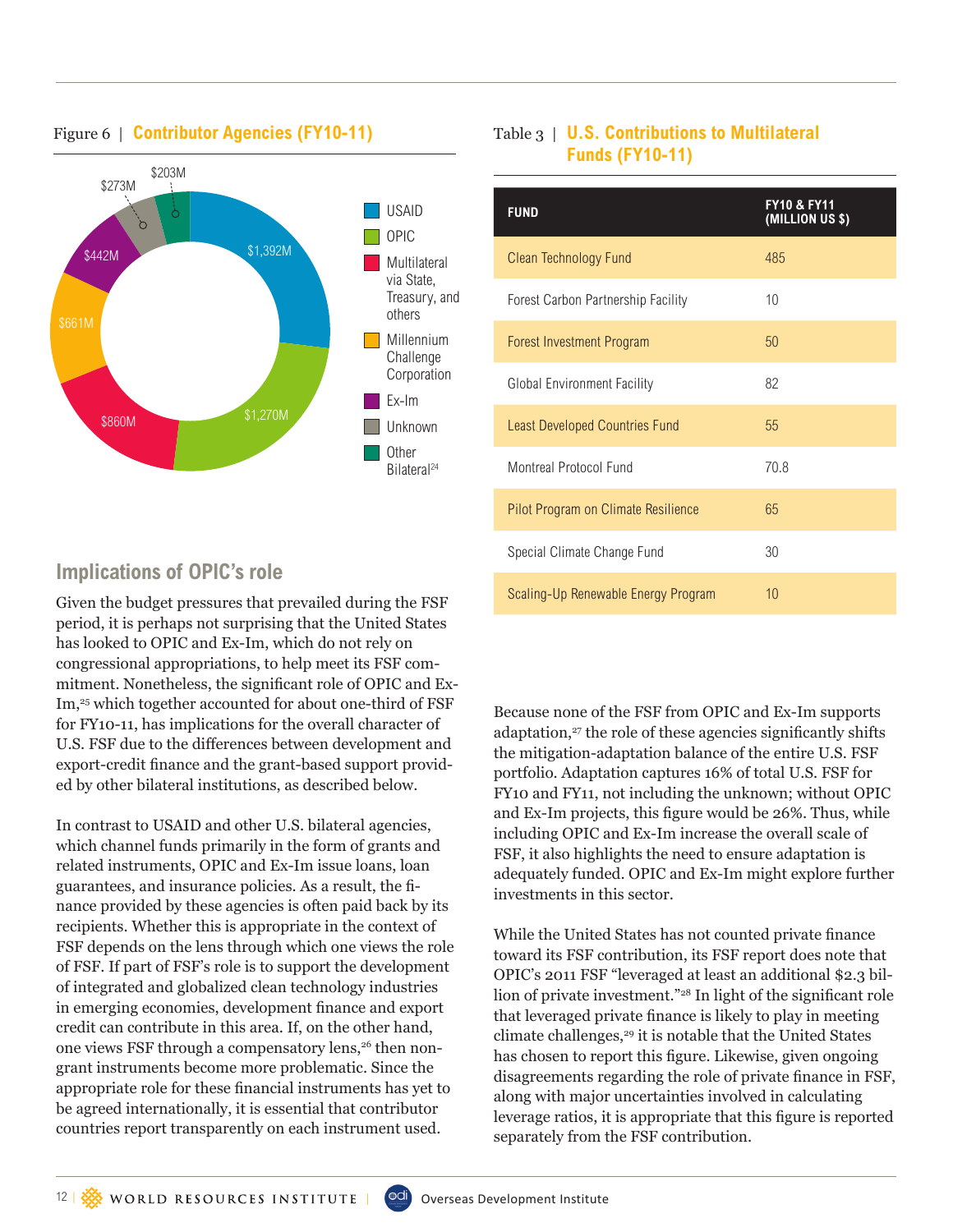Figure 6 | **Contributor Agencies (FY10-11)**

| Agency | Amount |
|---|---|
| USAID | $1,392M |
| OPIC | $1,270M |
| Multilateral via State, Treasury, and others | $860M |
| Millennium Challenge Corporation | $661M |
| Ex-Im | $442M |
| Unknown | $273M |
| Other Bilateral[24] | $203M |

Table 3 | **U.S. Contributions to Multilateral Funds (FY10-11)**

| FUND | FY10 & FY11 (MILLION US $) |
|---|---|
| Clean Technology Fund | 485 |
| Forest Carbon Partnership Facility | 10 |
| Forest Investment Program | 50 |
| Global Environment Facility | 82 |
| Least Developed Countries Fund | 55 |
| Montreal Protocol Fund | 70.8 |
| Pilot Program on Climate Resilience | 65 |
| Special Climate Change Fund | 30 |
| Scaling-Up Renewable Energy Program | 10 |

## Implications of OPIC's role

Given the budget pressures that prevailed during the FSF period, it is perhaps not surprising that the United States has looked to OPIC and Ex-Im, which do not rely on congressional appropriations, to help meet its FSF commitment. Nonetheless, the significant role of OPIC and Ex-Im,[25] which together accounted for about one-third of FSF for FY10-11, has implications for the overall character of U.S. FSF due to the differences between development and export-credit finance and the grant-based support provided by other bilateral institutions, as described below.

In contrast to USAID and other U.S. bilateral agencies, which channel funds primarily in the form of grants and related instruments, OPIC and Ex-Im issue loans, loan guarantees, and insurance policies. As a result, the finance provided by these agencies is often paid back by its recipients. Whether this is appropriate in the context of FSF depends on the lens through which one views the role of FSF. If part of FSF's role is to support the development of integrated and globalized clean technology industries in emerging economies, development finance and export credit can contribute in this area. If, on the other hand, one views FSF through a compensatory lens,[26] then non-grant instruments become more problematic. Since the appropriate role for these financial instruments has yet to be agreed internationally, it is essential that contributor countries report transparently on each instrument used.

Because none of the FSF from OPIC and Ex-Im supports adaptation,[27] the role of these agencies significantly shifts the mitigation-adaptation balance of the entire U.S. FSF portfolio. Adaptation captures 16% of total U.S. FSF for FY10 and FY11, not including the unknown; without OPIC and Ex-Im projects, this figure would be 26%. Thus, while including OPIC and Ex-Im increase the overall scale of FSF, it also highlights the need to ensure adaptation is adequately funded. OPIC and Ex-Im might explore further investments in this sector.

While the United States has not counted private finance toward its FSF contribution, its FSF report does note that OPIC's 2011 FSF "leveraged at least an additional $2.3 billion of private investment."[28] In light of the significant role that leveraged private finance is likely to play in meeting climate challenges,[29] it is notable that the United States has chosen to report this figure. Likewise, given ongoing disagreements regarding the role of private finance in FSF, along with major uncertainties involved in calculating leverage ratios, it is appropriate that this figure is reported separately from the FSF contribution.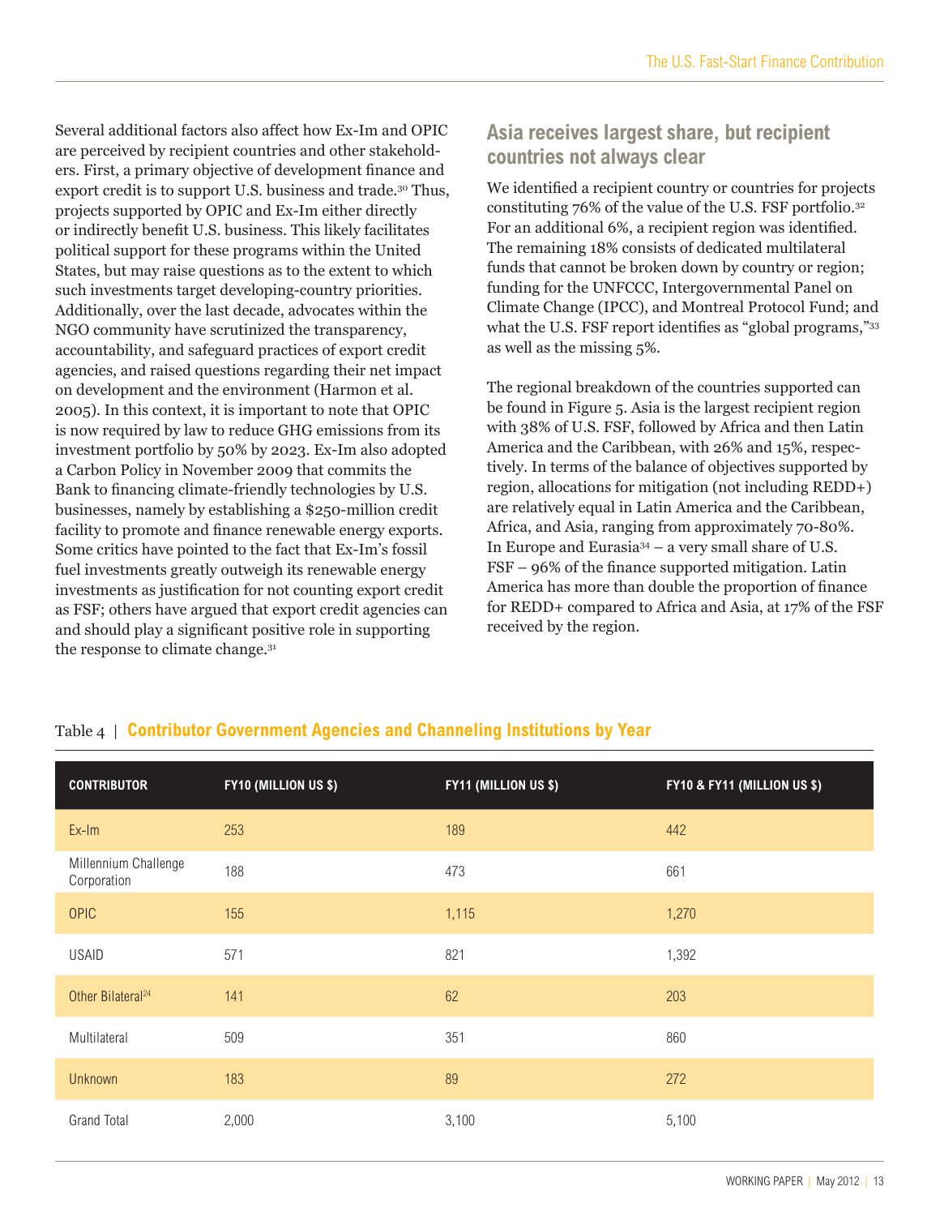Several additional factors also affect how Ex-Im and OPIC are perceived by recipient countries and other stakeholders. First, a primary objective of development finance and export credit is to support U.S. business and trade.[30] Thus, projects supported by OPIC and Ex-Im either directly or indirectly benefit U.S. business. This likely facilitates political support for these programs within the United States, but may raise questions as to the extent to which such investments target developing-country priorities. Additionally, over the last decade, advocates within the NGO community have scrutinized the transparency, accountability, and safeguard practices of export credit agencies, and raised questions regarding their net impact on development and the environment (Harmon et al. 2005). In this context, it is important to note that OPIC is now required by law to reduce GHG emissions from its investment portfolio by 50% by 2023. Ex-Im also adopted a Carbon Policy in November 2009 that commits the Bank to financing climate-friendly technologies by U.S. businesses, namely by establishing a $250-million credit facility to promote and finance renewable energy exports. Some critics have pointed to the fact that Ex-Im's fossil fuel investments greatly outweigh its renewable energy investments as justification for not counting export credit as FSF; others have argued that export credit agencies can and should play a significant positive role in supporting the response to climate change.[31]

## Asia receives largest share, but recipient countries not always clear

We identified a recipient country or countries for projects constituting 76% of the value of the U.S. FSF portfolio.[32] For an additional 6%, a recipient region was identified. The remaining 18% consists of dedicated multilateral funds that cannot be broken down by country or region; funding for the UNFCCC, Intergovernmental Panel on Climate Change (IPCC), and Montreal Protocol Fund; and what the U.S. FSF report identifies as "global programs,"[33] as well as the missing 5%.

The regional breakdown of the countries supported can be found in Figure 5. Asia is the largest recipient region with 38% of U.S. FSF, followed by Africa and then Latin America and the Caribbean, with 26% and 15%, respectively. In terms of the balance of objectives supported by region, allocations for mitigation (not including REDD+) are relatively equal in Latin America and the Caribbean, Africa, and Asia, ranging from approximately 70-80%. In Europe and Eurasia[34] – a very small share of U.S. FSF – 96% of the finance supported mitigation. Latin America has more than double the proportion of finance for REDD+ compared to Africa and Asia, at 17% of the FSF received by the region.

Table 4 | **Contributor Government Agencies and Channeling Institutions by Year**

| CONTRIBUTOR | FY10 (MILLION US $) | FY11 (MILLION US $) | FY10 & FY11 (MILLION US $) |
|---|---|---|---|
| Ex-Im | 253 | 189 | 442 |
| Millennium Challenge Corporation | 188 | 473 | 661 |
| OPIC | 155 | 1,115 | 1,270 |
| USAID | 571 | 821 | 1,392 |
| Other Bilateral[24] | 141 | 62 | 203 |
| Multilateral | 509 | 351 | 860 |
| Unknown | 183 | 89 | 272 |
| Grand Total | 2,000 | 3,100 | 5,100 |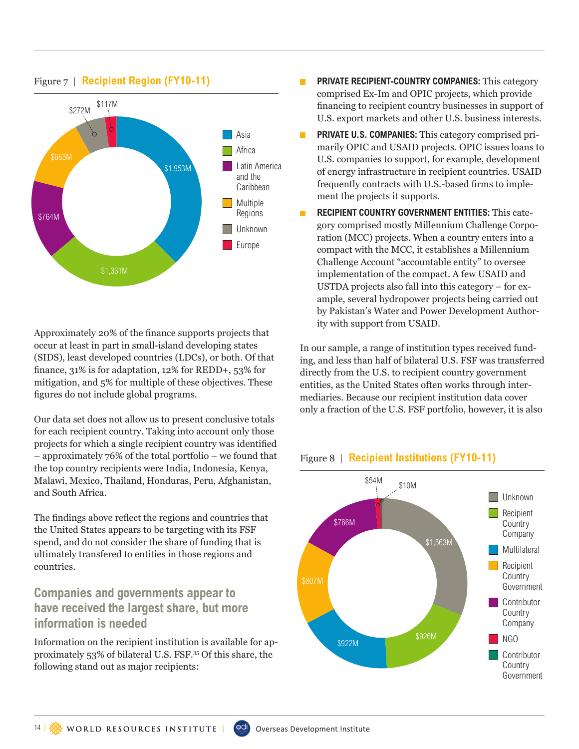Figure 7 | **Recipient Region (FY10-11)**

| Region | Amount |
|---|---|
| Asia | $1,953M |
| Africa | $1,331M |
| Latin America and the Caribbean | $764M |
| Multiple Regions | $663M |
| Unknown | $272M |
| Europe | $117M |

Approximately 20% of the finance supports projects that occur at least in part in small-island developing states (SIDS), least developed countries (LDCs), or both. Of that finance, 31% is for adaptation, 12% for REDD+, 53% for mitigation, and 5% for multiple of these objectives. These figures do not include global programs.

Our data set does not allow us to present conclusive totals for each recipient country. Taking into account only those projects for which a single recipient country was identified – approximately 76% of the total portfolio – we found that the top country recipients were India, Indonesia, Kenya, Malawi, Mexico, Thailand, Honduras, Peru, Afghanistan, and South Africa.

The findings above reflect the regions and countries that the United States appears to be targeting with its FSF spend, and do not consider the share of funding that is ultimately transfered to entities in those regions and countries.

## Companies and governments appear to have received the largest share, but more information is needed

Information on the recipient institution is available for approximately 53% of bilateral U.S. FSF.[35] Of this share, the following stand out as major recipients:

- **PRIVATE RECIPIENT-COUNTRY COMPANIES:** This category comprised Ex-Im and OPIC projects, which provide financing to recipient country businesses in support of U.S. export markets and other U.S. business interests.
- **PRIVATE U.S. COMPANIES:** This category comprised primarily OPIC and USAID projects. OPIC issues loans to U.S. companies to support, for example, development of energy infrastructure in recipient countries. USAID frequently contracts with U.S.-based firms to implement the projects it supports.
- **RECIPIENT COUNTRY GOVERNMENT ENTITIES:** This category comprised mostly Millennium Challenge Corporation (MCC) projects. When a country enters into a compact with the MCC, it establishes a Millennium Challenge Account "accountable entity" to oversee implementation of the compact. A few USAID and USTDA projects also fall into this category – for example, several hydropower projects being carried out by Pakistan's Water and Power Development Authority with support from USAID.

In our sample, a range of institution types received funding, and less than half of bilateral U.S. FSF was transferred directly from the U.S. to recipient country government entities, as the United States often works through intermediaries. Because our recipient institution data cover only a fraction of the U.S. FSF portfolio, however, it is also

Figure 8 | **Recipient Institutions (FY10-11)**

| Institution | Amount |
|---|---|
| Unknown | $1,563M |
| Recipient Country Company | $926M |
| Multilateral | $922M |
| Recipient Country Government | $807M |
| Contributor Country Company | $766M |
| NGO | $54M |
| Contributor Country Government | $10M |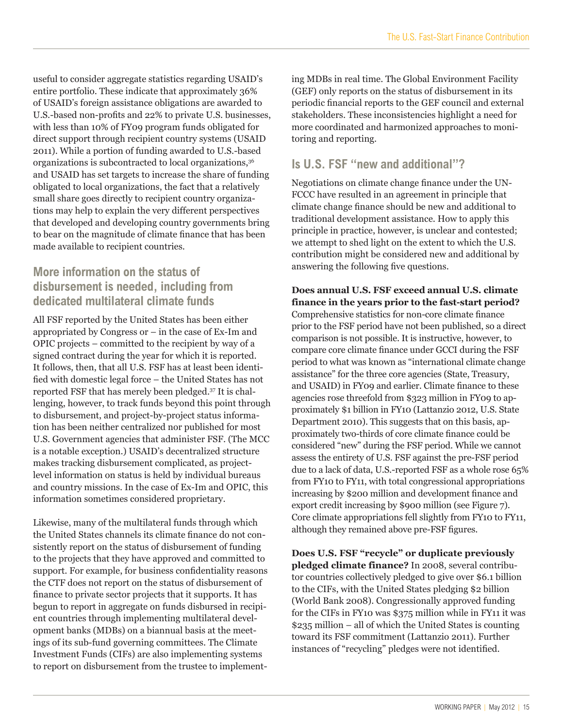useful to consider aggregate statistics regarding USAID's entire portfolio. These indicate that approximately 36% of USAID's foreign assistance obligations are awarded to U.S.-based non-profits and 22% to private U.S. businesses, with less than 10% of FY09 program funds obligated for direct support through recipient country systems (USAID 2011). While a portion of funding awarded to U.S.-based organizations is subcontracted to local organizations,[36] and USAID has set targets to increase the share of funding obligated to local organizations, the fact that a relatively small share goes directly to recipient country organizations may help to explain the very different perspectives that developed and developing country governments bring to bear on the magnitude of climate finance that has been made available to recipient countries.

## More information on the status of disbursement is needed, including from dedicated multilateral climate funds

All FSF reported by the United States has been either appropriated by Congress or – in the case of Ex-Im and OPIC projects – committed to the recipient by way of a signed contract during the year for which it is reported. It follows, then, that all U.S. FSF has at least been identified with domestic legal force – the United States has not reported FSF that has merely been pledged.[37] It is challenging, however, to track funds beyond this point through to disbursement, and project-by-project status information has been neither centralized nor published for most U.S. Government agencies that administer FSF. (The MCC is a notable exception.) USAID's decentralized structure makes tracking disbursement complicated, as project-level information on status is held by individual bureaus and country missions. In the case of Ex-Im and OPIC, this information sometimes considered proprietary.

Likewise, many of the multilateral funds through which the United States channels its climate finance do not consistently report on the status of disbursement of funding to the projects that they have approved and committed to support. For example, for business confidentiality reasons the CTF does not report on the status of disbursement of finance to private sector projects that it supports. It has begun to report in aggregate on funds disbursed in recipient countries through implementing multilateral development banks (MDBs) on a biannual basis at the meetings of its sub-fund governing committees. The Climate Investment Funds (CIFs) are also implementing systems to report on disbursement from the trustee to implementing MDBs in real time. The Global Environment Facility (GEF) only reports on the status of disbursement in its periodic financial reports to the GEF council and external stakeholders. These inconsistencies highlight a need for more coordinated and harmonized approaches to monitoring and reporting.

## Is U.S. FSF "new and additional"?

Negotiations on climate change finance under the UNFCCC have resulted in an agreement in principle that climate change finance should be new and additional to traditional development assistance. How to apply this principle in practice, however, is unclear and contested; we attempt to shed light on the extent to which the U.S. contribution might be considered new and additional by answering the following five questions.

**Does annual U.S. FSF exceed annual U.S. climate finance in the years prior to the fast-start period?** Comprehensive statistics for non-core climate finance prior to the FSF period have not been published, so a direct comparison is not possible. It is instructive, however, to compare core climate finance under GCCI during the FSF period to what was known as "international climate change assistance" for the three core agencies (State, Treasury, and USAID) in FY09 and earlier. Climate finance to these agencies rose threefold from $323 million in FY09 to approximately $1 billion in FY10 (Lattanzio 2012, U.S. State Department 2010). This suggests that on this basis, approximately two-thirds of core climate finance could be considered "new" during the FSF period. While we cannot assess the entirety of U.S. FSF against the pre-FSF period due to a lack of data, U.S.-reported FSF as a whole rose 65% from FY10 to FY11, with total congressional appropriations increasing by $200 million and development finance and export credit increasing by $900 million (see Figure 7). Core climate appropriations fell slightly from FY10 to FY11, although they remained above pre-FSF figures.

**Does U.S. FSF "recycle" or duplicate previously pledged climate finance?** In 2008, several contributor countries collectively pledged to give over $6.1 billion to the CIFs, with the United States pledging $2 billion (World Bank 2008). Congressionally approved funding for the CIFs in FY10 was $375 million while in FY11 it was $235 million – all of which the United States is counting toward its FSF commitment (Lattanzio 2011). Further instances of "recycling" pledges were not identified.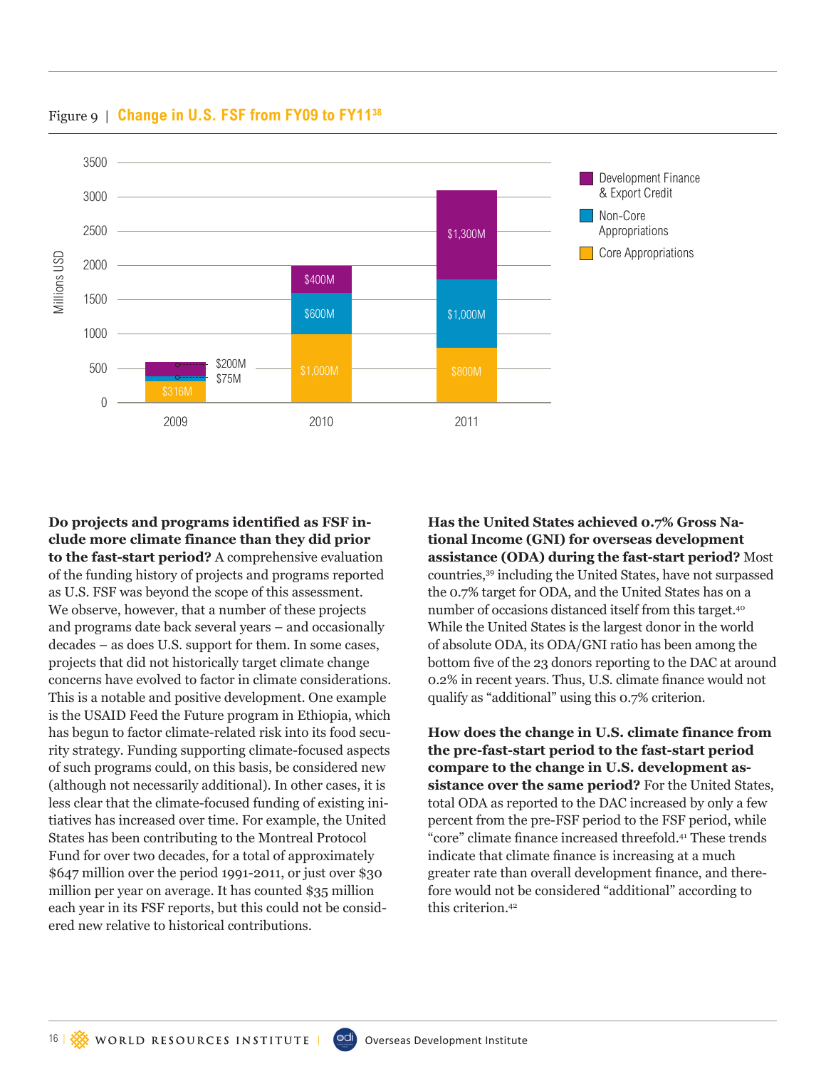Figure 9 | **Change in U.S. FSF from FY09 to FY11**[38]

| Year | Core Appropriations | Non-Core Appropriations | Development Finance & Export Credit |
|---|---|---|---|
| 2009 | $316M | $75M | $200M |
| 2010 | $1,000M | $600M | $400M |
| 2011 | $800M | $1,000M | $1,300M |

**Do projects and programs identified as FSF include more climate finance than they did prior to the fast-start period?** A comprehensive evaluation of the funding history of projects and programs reported as U.S. FSF was beyond the scope of this assessment. We observe, however, that a number of these projects and programs date back several years – and occasionally decades – as does U.S. support for them. In some cases, projects that did not historically target climate change concerns have evolved to factor in climate considerations. This is a notable and positive development. One example is the USAID Feed the Future program in Ethiopia, which has begun to factor climate-related risk into its food security strategy. Funding supporting climate-focused aspects of such programs could, on this basis, be considered new (although not necessarily additional). In other cases, it is less clear that the climate-focused funding of existing initiatives has increased over time. For example, the United States has been contributing to the Montreal Protocol Fund for over two decades, for a total of approximately $647 million over the period 1991-2011, or just over $30 million per year on average. It has counted $35 million each year in its FSF reports, but this could not be considered new relative to historical contributions.

**Has the United States achieved 0.7% Gross National Income (GNI) for overseas development assistance (ODA) during the fast-start period?** Most countries,[39] including the United States, have not surpassed the 0.7% target for ODA, and the United States has on a number of occasions distanced itself from this target.[40] While the United States is the largest donor in the world of absolute ODA, its ODA/GNI ratio has been among the bottom five of the 23 donors reporting to the DAC at around 0.2% in recent years. Thus, U.S. climate finance would not qualify as "additional" using this 0.7% criterion.

**How does the change in U.S. climate finance from the pre-fast-start period to the fast-start period compare to the change in U.S. development assistance over the same period?** For the United States, total ODA as reported to the DAC increased by only a few percent from the pre-FSF period to the FSF period, while "core" climate finance increased threefold.[41] These trends indicate that climate finance is increasing at a much greater rate than overall development finance, and therefore would not be considered "additional" according to this criterion.[42]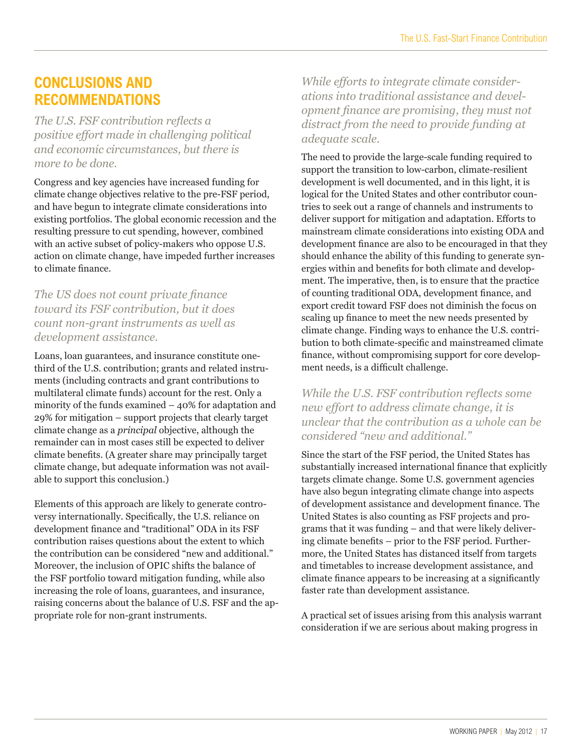## CONCLUSIONS AND RECOMMENDATIONS

*The U.S. FSF contribution reflects a positive effort made in challenging political and economic circumstances, but there is more to be done.*

Congress and key agencies have increased funding for climate change objectives relative to the pre-FSF period, and have begun to integrate climate considerations into existing portfolios. The global economic recession and the resulting pressure to cut spending, however, combined with an active subset of policy-makers who oppose U.S. action on climate change, have impeded further increases to climate finance.

*The US does not count private finance toward its FSF contribution, but it does count non-grant instruments as well as development assistance.*

Loans, loan guarantees, and insurance constitute one-third of the U.S. contribution; grants and related instruments (including contracts and grant contributions to multilateral climate funds) account for the rest. Only a minority of the funds examined – 40% for adaptation and 29% for mitigation – support projects that clearly target climate change as a *principal* objective, although the remainder can in most cases still be expected to deliver climate benefits. (A greater share may principally target climate change, but adequate information was not available to support this conclusion.)

Elements of this approach are likely to generate controversy internationally. Specifically, the U.S. reliance on development finance and "traditional" ODA in its FSF contribution raises questions about the extent to which the contribution can be considered "new and additional." Moreover, the inclusion of OPIC shifts the balance of the FSF portfolio toward mitigation funding, while also increasing the role of loans, guarantees, and insurance, raising concerns about the balance of U.S. FSF and the appropriate role for non-grant instruments.

*While efforts to integrate climate considerations into traditional assistance and development finance are promising, they must not distract from the need to provide funding at adequate scale.*

The need to provide the large-scale funding required to support the transition to low-carbon, climate-resilient development is well documented, and in this light, it is logical for the United States and other contributor countries to seek out a range of channels and instruments to deliver support for mitigation and adaptation. Efforts to mainstream climate considerations into existing ODA and development finance are also to be encouraged in that they should enhance the ability of this funding to generate synergies within and benefits for both climate and development. The imperative, then, is to ensure that the practice of counting traditional ODA, development finance, and export credit toward FSF does not diminish the focus on scaling up finance to meet the new needs presented by climate change. Finding ways to enhance the U.S. contribution to both climate-specific and mainstreamed climate finance, without compromising support for core development needs, is a difficult challenge.

*While the U.S. FSF contribution reflects some new effort to address climate change, it is unclear that the contribution as a whole can be considered "new and additional."*

Since the start of the FSF period, the United States has substantially increased international finance that explicitly targets climate change. Some U.S. government agencies have also begun integrating climate change into aspects of development assistance and development finance. The United States is also counting as FSF projects and programs that it was funding – and that were likely delivering climate benefits – prior to the FSF period. Furthermore, the United States has distanced itself from targets and timetables to increase development assistance, and climate finance appears to be increasing at a significantly faster rate than development assistance.

A practical set of issues arising from this analysis warrant consideration if we are serious about making progress in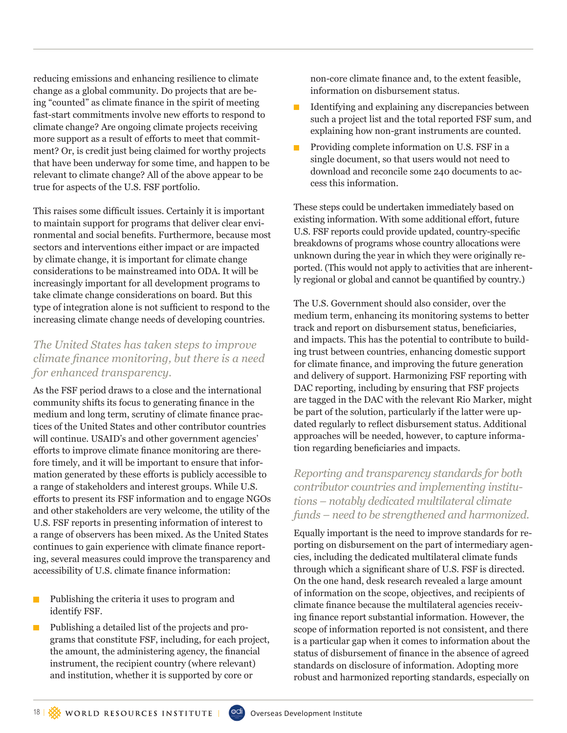reducing emissions and enhancing resilience to climate change as a global community. Do projects that are being "counted" as climate finance in the spirit of meeting fast-start commitments involve new efforts to respond to climate change? Are ongoing climate projects receiving more support as a result of efforts to meet that commitment? Or, is credit just being claimed for worthy projects that have been underway for some time, and happen to be relevant to climate change? All of the above appear to be true for aspects of the U.S. FSF portfolio.

This raises some difficult issues. Certainly it is important to maintain support for programs that deliver clear environmental and social benefits. Furthermore, because most sectors and interventions either impact or are impacted by climate change, it is important for climate change considerations to be mainstreamed into ODA. It will be increasingly important for all development programs to take climate change considerations on board. But this type of integration alone is not sufficient to respond to the increasing climate change needs of developing countries.

### *The United States has taken steps to improve climate finance monitoring, but there is a need for enhanced transparency.*

As the FSF period draws to a close and the international community shifts its focus to generating finance in the medium and long term, scrutiny of climate finance practices of the United States and other contributor countries will continue. USAID's and other government agencies' efforts to improve climate finance monitoring are therefore timely, and it will be important to ensure that information generated by these efforts is publicly accessible to a range of stakeholders and interest groups. While U.S. efforts to present its FSF information and to engage NGOs and other stakeholders are very welcome, the utility of the U.S. FSF reports in presenting information of interest to a range of observers has been mixed. As the United States continues to gain experience with climate finance reporting, several measures could improve the transparency and accessibility of U.S. climate finance information:

- Publishing the criteria it uses to program and identify FSF.
- Publishing a detailed list of the projects and programs that constitute FSF, including, for each project, the amount, the administering agency, the financial instrument, the recipient country (where relevant) and institution, whether it is supported by core or non-core climate finance and, to the extent feasible, information on disbursement status.
- Identifying and explaining any discrepancies between such a project list and the total reported FSF sum, and explaining how non-grant instruments are counted.
- Providing complete information on U.S. FSF in a single document, so that users would not need to download and reconcile some 240 documents to access this information.

These steps could be undertaken immediately based on existing information. With some additional effort, future U.S. FSF reports could provide updated, country-specific breakdowns of programs whose country allocations were unknown during the year in which they were originally reported. (This would not apply to activities that are inherently regional or global and cannot be quantified by country.)

The U.S. Government should also consider, over the medium term, enhancing its monitoring systems to better track and report on disbursement status, beneficiaries, and impacts. This has the potential to contribute to building trust between countries, enhancing domestic support for climate finance, and improving the future generation and delivery of support. Harmonizing FSF reporting with DAC reporting, including by ensuring that FSF projects are tagged in the DAC with the relevant Rio Marker, might be part of the solution, particularly if the latter were updated regularly to reflect disbursement status. Additional approaches will be needed, however, to capture information regarding beneficiaries and impacts.

### *Reporting and transparency standards for both contributor countries and implementing institutions – notably dedicated multilateral climate funds – need to be strengthened and harmonized.*

Equally important is the need to improve standards for reporting on disbursement on the part of intermediary agencies, including the dedicated multilateral climate funds through which a significant share of U.S. FSF is directed. On the one hand, desk research revealed a large amount of information on the scope, objectives, and recipients of climate finance because the multilateral agencies receiving finance report substantial information. However, the scope of information reported is not consistent, and there is a particular gap when it comes to information about the status of disbursement of finance in the absence of agreed standards on disclosure of information. Adopting more robust and harmonized reporting standards, especially on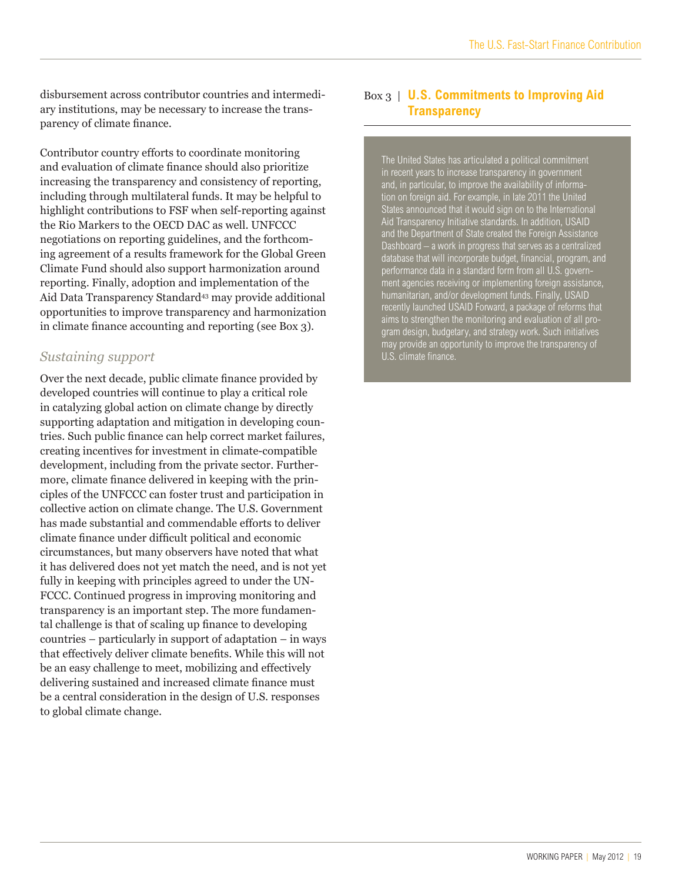disbursement across contributor countries and intermediary institutions, may be necessary to increase the transparency of climate finance.

Contributor country efforts to coordinate monitoring and evaluation of climate finance should also prioritize increasing the transparency and consistency of reporting, including through multilateral funds. It may be helpful to highlight contributions to FSF when self-reporting against the Rio Markers to the OECD DAC as well. UNFCCC negotiations on reporting guidelines, and the forthcoming agreement of a results framework for the Global Green Climate Fund should also support harmonization around reporting. Finally, adoption and implementation of the Aid Data Transparency Standard[43] may provide additional opportunities to improve transparency and harmonization in climate finance accounting and reporting (see Box 3).

### *Sustaining support*

Over the next decade, public climate finance provided by developed countries will continue to play a critical role in catalyzing global action on climate change by directly supporting adaptation and mitigation in developing countries. Such public finance can help correct market failures, creating incentives for investment in climate-compatible development, including from the private sector. Furthermore, climate finance delivered in keeping with the principles of the UNFCCC can foster trust and participation in collective action on climate change. The U.S. Government has made substantial and commendable efforts to deliver climate finance under difficult political and economic circumstances, but many observers have noted that what it has delivered does not yet match the need, and is not yet fully in keeping with principles agreed to under the UNFCCC. Continued progress in improving monitoring and transparency is an important step. The more fundamental challenge is that of scaling up finance to developing countries – particularly in support of adaptation – in ways that effectively deliver climate benefits. While this will not be an easy challenge to meet, mobilizing and effectively delivering sustained and increased climate finance must be a central consideration in the design of U.S. responses to global climate change.

### Box 3 | U.S. Commitments to Improving Aid Transparency

The United States has articulated a political commitment in recent years to increase transparency in government and, in particular, to improve the availability of information on foreign aid. For example, in late 2011 the United States announced that it would sign on to the International Aid Transparency Initiative standards. In addition, USAID and the Department of State created the Foreign Assistance Dashboard – a work in progress that serves as a centralized database that will incorporate budget, financial, program, and performance data in a standard form from all U.S. government agencies receiving or implementing foreign assistance, humanitarian, and/or development funds. Finally, USAID recently launched USAID Forward, a package of reforms that aims to strengthen the monitoring and evaluation of all program design, budgetary, and strategy work. Such initiatives may provide an opportunity to improve the transparency of U.S. climate finance.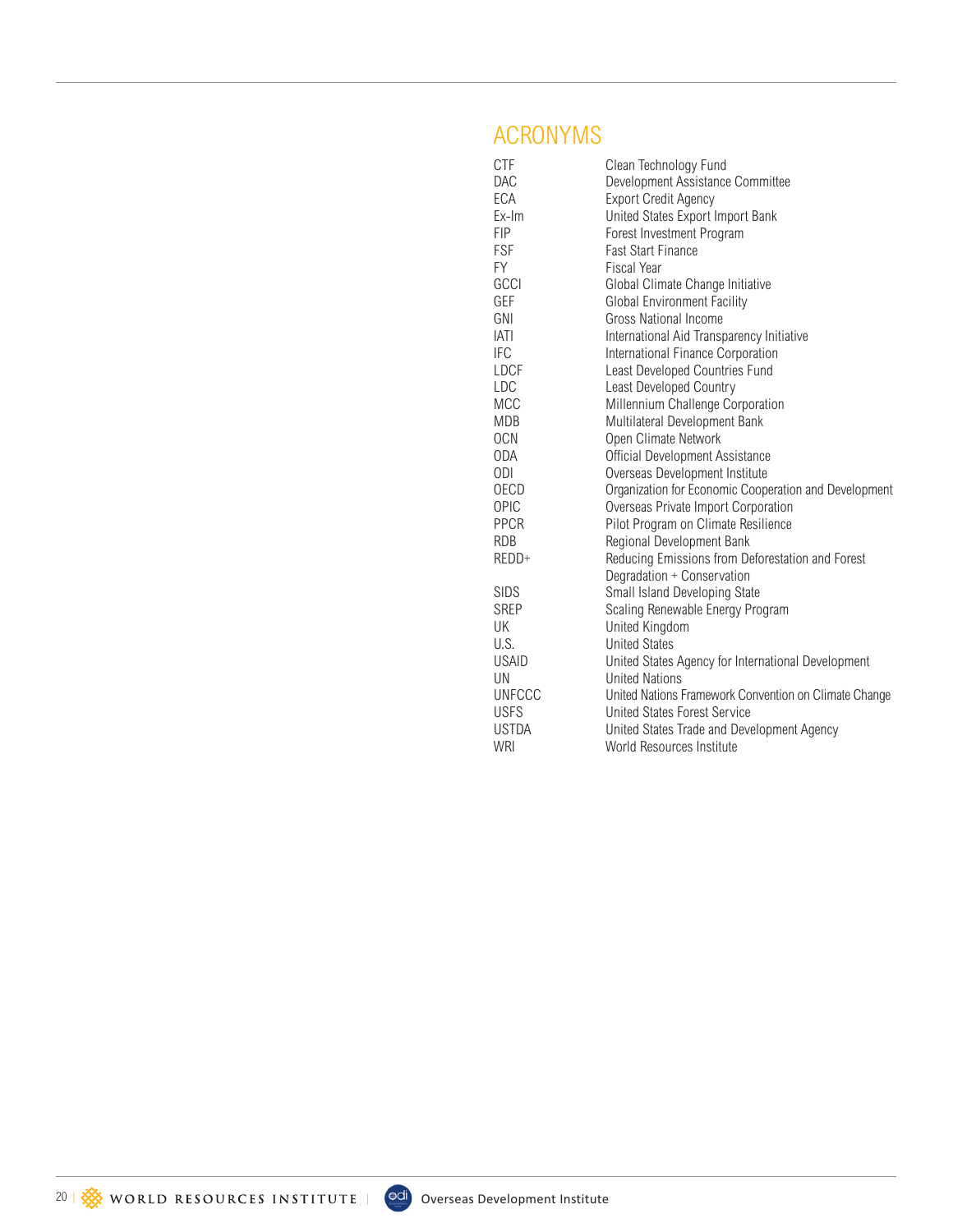## ACRONYMS

| | |
|---|---|
| CTF | Clean Technology Fund |
| DAC | Development Assistance Committee |
| ECA | Export Credit Agency |
| Ex-Im | United States Export Import Bank |
| FIP | Forest Investment Program |
| FSF | Fast Start Finance |
| FY | Fiscal Year |
| GCCI | Global Climate Change Initiative |
| GEF | Global Environment Facility |
| GNI | Gross National Income |
| IATI | International Aid Transparency Initiative |
| IFC | International Finance Corporation |
| LDCF | Least Developed Countries Fund |
| LDC | Least Developed Country |
| MCC | Millennium Challenge Corporation |
| MDB | Multilateral Development Bank |
| OCN | Open Climate Network |
| ODA | Official Development Assistance |
| ODI | Overseas Development Institute |
| OECD | Organization for Economic Cooperation and Development |
| OPIC | Overseas Private Import Corporation |
| PPCR | Pilot Program on Climate Resilience |
| RDB | Regional Development Bank |
| REDD+ | Reducing Emissions from Deforestation and Forest Degradation + Conservation |
| SIDS | Small Island Developing State |
| SREP | Scaling Renewable Energy Program |
| UK | United Kingdom |
| U.S. | United States |
| USAID | United States Agency for International Development |
| UN | United Nations |
| UNFCCC | United Nations Framework Convention on Climate Change |
| USFS | United States Forest Service |
| USTDA | United States Trade and Development Agency |
| WRI | World Resources Institute |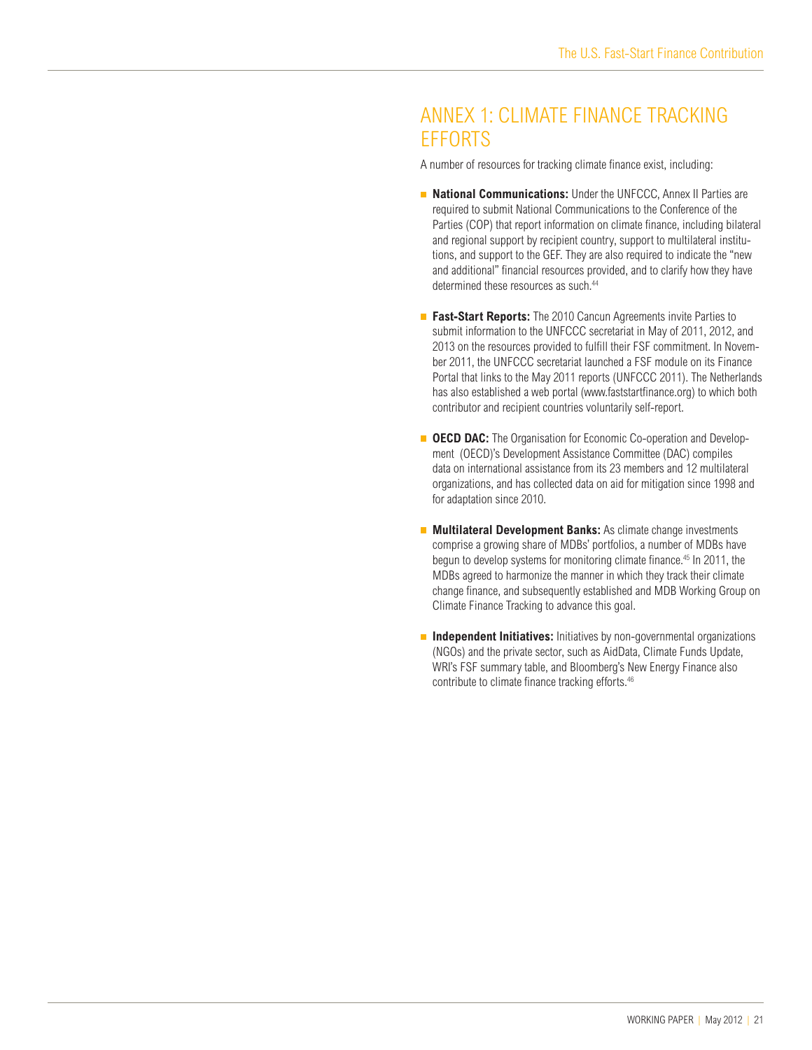# ANNEX 1: CLIMATE FINANCE TRACKING EFFORTS

A number of resources for tracking climate finance exist, including:

- **National Communications:** Under the UNFCCC, Annex II Parties are required to submit National Communications to the Conference of the Parties (COP) that report information on climate finance, including bilateral and regional support by recipient country, support to multilateral institutions, and support to the GEF. They are also required to indicate the "new and additional" financial resources provided, and to clarify how they have determined these resources as such.[44]

- **Fast-Start Reports:** The 2010 Cancun Agreements invite Parties to submit information to the UNFCCC secretariat in May of 2011, 2012, and 2013 on the resources provided to fulfill their FSF commitment. In November 2011, the UNFCCC secretariat launched a FSF module on its Finance Portal that links to the May 2011 reports (UNFCCC 2011). The Netherlands has also established a web portal (www.faststartfinance.org) to which both contributor and recipient countries voluntarily self-report.

- **OECD DAC:** The Organisation for Economic Co-operation and Development (OECD)'s Development Assistance Committee (DAC) compiles data on international assistance from its 23 members and 12 multilateral organizations, and has collected data on aid for mitigation since 1998 and for adaptation since 2010.

- **Multilateral Development Banks:** As climate change investments comprise a growing share of MDBs' portfolios, a number of MDBs have begun to develop systems for monitoring climate finance.[45] In 2011, the MDBs agreed to harmonize the manner in which they track their climate change finance, and subsequently established and MDB Working Group on Climate Finance Tracking to advance this goal.

- **Independent Initiatives:** Initiatives by non-governmental organizations (NGOs) and the private sector, such as AidData, Climate Funds Update, WRI's FSF summary table, and Bloomberg's New Energy Finance also contribute to climate finance tracking efforts.[46]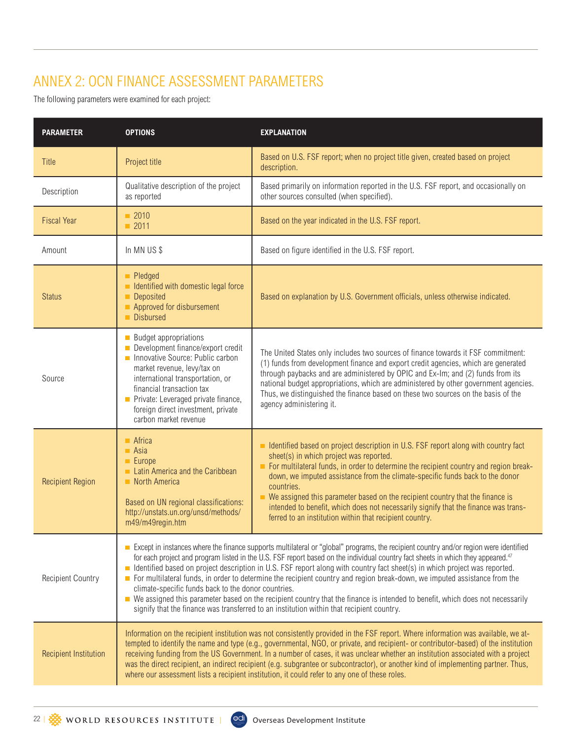# ANNEX 2: OCN FINANCE ASSESSMENT PARAMETERS

The following parameters were examined for each project:

| PARAMETER | OPTIONS | EXPLANATION |
|---|---|---|
| Title | Project title | Based on U.S. FSF report; when no project title given, created based on project description. |
| Description | Qualitative description of the project as reported | Based primarily on information reported in the U.S. FSF report, and occasionally on other sources consulted (when specified). |
| Fiscal Year | ■ 2010<br>■ 2011 | Based on the year indicated in the U.S. FSF report. |
| Amount | In MN US $ | Based on figure identified in the U.S. FSF report. |
| Status | ■ Pledged<br>■ Identified with domestic legal force<br>■ Deposited<br>■ Approved for disbursement<br>■ Disbursed | Based on explanation by U.S. Government officials, unless otherwise indicated. |
| Source | ■ Budget appropriations<br>■ Development finance/export credit<br>■ Innovative Source: Public carbon market revenue, levy/tax on international transportation, or financial transaction tax<br>■ Private: Leveraged private finance, foreign direct investment, private carbon market revenue | The United States only includes two sources of finance towards it FSF commitment: (1) funds from development finance and export credit agencies, which are generated through paybacks and are administered by OPIC and Ex-Im; and (2) funds from its national budget appropriations, which are administered by other government agencies. Thus, we distinguished the finance based on these two sources on the basis of the agency administering it. |
| Recipient Region | ■ Africa<br>■ Asia<br>■ Europe<br>■ Latin America and the Caribbean<br>■ North America<br><br>Based on UN regional classifications: http://unstats.un.org/unsd/methods/m49/m49regin.htm | ■ Identified based on project description in U.S. FSF report along with country fact sheet(s) in which project was reported.<br>■ For multilateral funds, in order to determine the recipient country and region break-down, we imputed assistance from the climate-specific funds back to the donor countries.<br>■ We assigned this parameter based on the recipient country that the finance is intended to benefit, which does not necessarily signify that the finance was transferred to an institution within that recipient country. |
| Recipient Country | ■ Except in instances where the finance supports multilateral or "global" programs, the recipient country and/or region were identified for each project and program listed in the U.S. FSF report based on the individual country fact sheets in which they appeared.[47]<br>■ Identified based on project description in U.S. FSF report along with country fact sheet(s) in which project was reported.<br>■ For multilateral funds, in order to determine the recipient country and region break-down, we imputed assistance from the climate-specific funds back to the donor countries.<br>■ We assigned this parameter based on the recipient country that the finance is intended to benefit, which does not necessarily signify that the finance was transferred to an institution within that recipient country. | |
| Recipient Institution | Information on the recipient institution was not consistently provided in the FSF report. Where information was available, we attempted to identify the name and type (e.g., governmental, NGO, or private, and recipient- or contributor-based) of the institution receiving funding from the US Government. In a number of cases, it was unclear whether an institution associated with a project was the direct recipient, an indirect recipient (e.g. subgrantee or subcontractor), or another kind of implementing partner. Thus, where our assessment lists a recipient institution, it could refer to any one of these roles. | |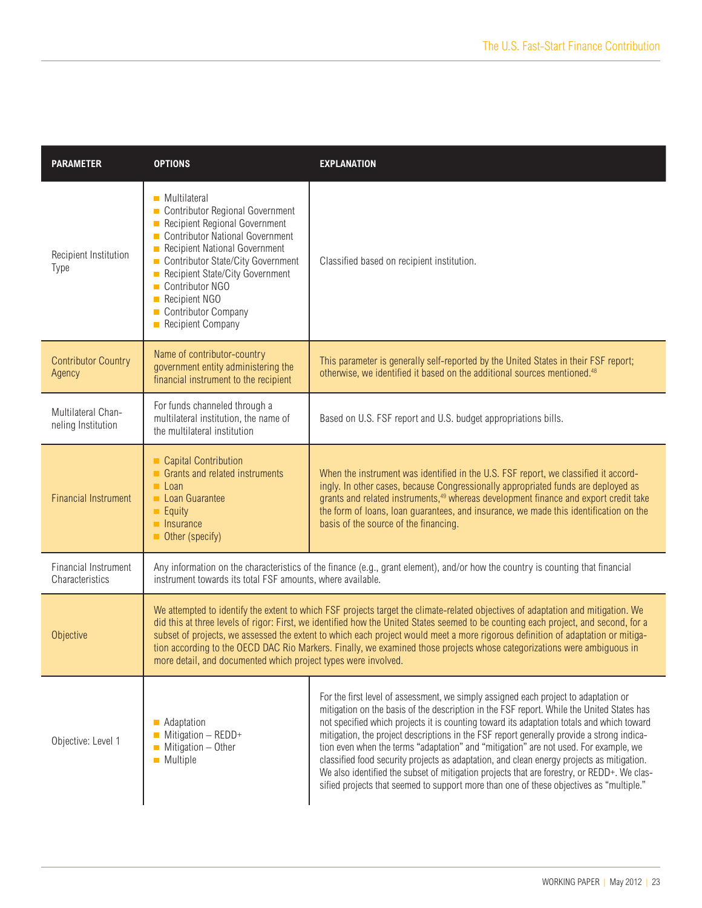| PARAMETER | OPTIONS | EXPLANATION |
|---|---|---|
| Recipient Institution Type | ■ Multilateral<br>■ Contributor Regional Government<br>■ Recipient Regional Government<br>■ Contributor National Government<br>■ Recipient National Government<br>■ Contributor State/City Government<br>■ Recipient State/City Government<br>■ Contributor NGO<br>■ Recipient NGO<br>■ Contributor Company<br>■ Recipient Company | Classified based on recipient institution. |
| Contributor Country Agency | Name of contributor-country government entity administering the financial instrument to the recipient | This parameter is generally self-reported by the United States in their FSF report; otherwise, we identified it based on the additional sources mentioned.[48] |
| Multilateral Channeling Institution | For funds channeled through a multilateral institution, the name of the multilateral institution | Based on U.S. FSF report and U.S. budget appropriations bills. |
| Financial Instrument | ■ Capital Contribution<br>■ Grants and related instruments<br>■ Loan<br>■ Loan Guarantee<br>■ Equity<br>■ Insurance<br>■ Other (specify) | When the instrument was identified in the U.S. FSF report, we classified it accordingly. In other cases, because Congressionally appropriated funds are deployed as grants and related instruments,[49] whereas development finance and export credit take the form of loans, loan guarantees, and insurance, we made this identification on the basis of the source of the financing. |
| Financial Instrument Characteristics | Any information on the characteristics of the finance (e.g., grant element), and/or how the country is counting that financial instrument towards its total FSF amounts, where available. | |
| Objective | We attempted to identify the extent to which FSF projects target the climate-related objectives of adaptation and mitigation. We did this at three levels of rigor: First, we identified how the United States seemed to be counting each project, and second, for a subset of projects, we assessed the extent to which each project would meet a more rigorous definition of adaptation or mitigation according to the OECD DAC Rio Markers. Finally, we examined those projects whose categorizations were ambiguous in more detail, and documented which project types were involved. | |
| Objective: Level 1 | ■ Adaptation<br>■ Mitigation – REDD+<br>■ Mitigation – Other<br>■ Multiple | For the first level of assessment, we simply assigned each project to adaptation or mitigation on the basis of the description in the FSF report. While the United States has not specified which projects it is counting toward its adaptation totals and which toward mitigation, the project descriptions in the FSF report generally provide a strong indication even when the terms "adaptation" and "mitigation" are not used. For example, we classified food security projects as adaptation, and clean energy projects as mitigation. We also identified the subset of mitigation projects that are forestry, or REDD+. We classified projects that seemed to support more than one of these objectives as "multiple." |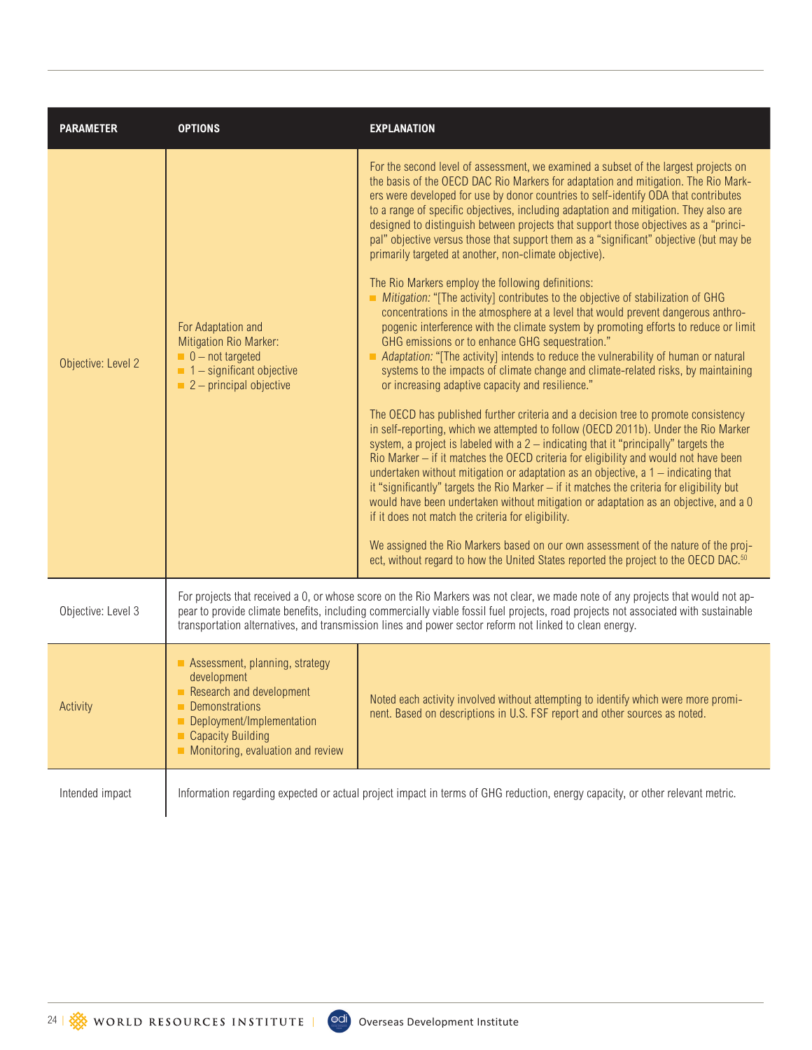| PARAMETER | OPTIONS | EXPLANATION |
| --- | --- | --- |
| Objective: Level 2 | For Adaptation and Mitigation Rio Marker:<br>■ 0 – not targeted<br>■ 1 – significant objective<br>■ 2 – principal objective | For the second level of assessment, we examined a subset of the largest projects on the basis of the OECD DAC Rio Markers for adaptation and mitigation. The Rio Markers were developed for use by donor countries to self-identify ODA that contributes to a range of specific objectives, including adaptation and mitigation. They also are designed to distinguish between projects that support those objectives as a "principal" objective versus those that support them as a "significant" objective (but may be primarily targeted at another, non-climate objective).<br><br>The Rio Markers employ the following definitions:<br>■ *Mitigation:* "[The activity] contributes to the objective of stabilization of GHG concentrations in the atmosphere at a level that would prevent dangerous anthropogenic interference with the climate system by promoting efforts to reduce or limit GHG emissions or to enhance GHG sequestration."<br>■ *Adaptation:* "[The activity] intends to reduce the vulnerability of human or natural systems to the impacts of climate change and climate-related risks, by maintaining or increasing adaptive capacity and resilience."<br><br>The OECD has published further criteria and a decision tree to promote consistency in self-reporting, which we attempted to follow (OECD 2011b). Under the Rio Marker system, a project is labeled with a 2 – indicating that it "principally" targets the Rio Marker – if it matches the OECD criteria for eligibility and would not have been undertaken without mitigation or adaptation as an objective, a 1 – indicating that it "significantly" targets the Rio Marker – if it matches the criteria for eligibility but would have been undertaken without mitigation or adaptation as an objective, and a 0 if it does not match the criteria for eligibility.<br><br>We assigned the Rio Markers based on our own assessment of the nature of the project, without regard to how the United States reported the project to the OECD DAC.[50] |
| Objective: Level 3 | For projects that received a 0, or whose score on the Rio Markers was not clear, we made note of any projects that would not appear to provide climate benefits, including commercially viable fossil fuel projects, road projects not associated with sustainable transportation alternatives, and transmission lines and power sector reform not linked to clean energy. | |
| Activity | ■ Assessment, planning, strategy development<br>■ Research and development<br>■ Demonstrations<br>■ Deployment/Implementation<br>■ Capacity Building<br>■ Monitoring, evaluation and review | Noted each activity involved without attempting to identify which were more prominent. Based on descriptions in U.S. FSF report and other sources as noted. |
| Intended impact | Information regarding expected or actual project impact in terms of GHG reduction, energy capacity, or other relevant metric. | |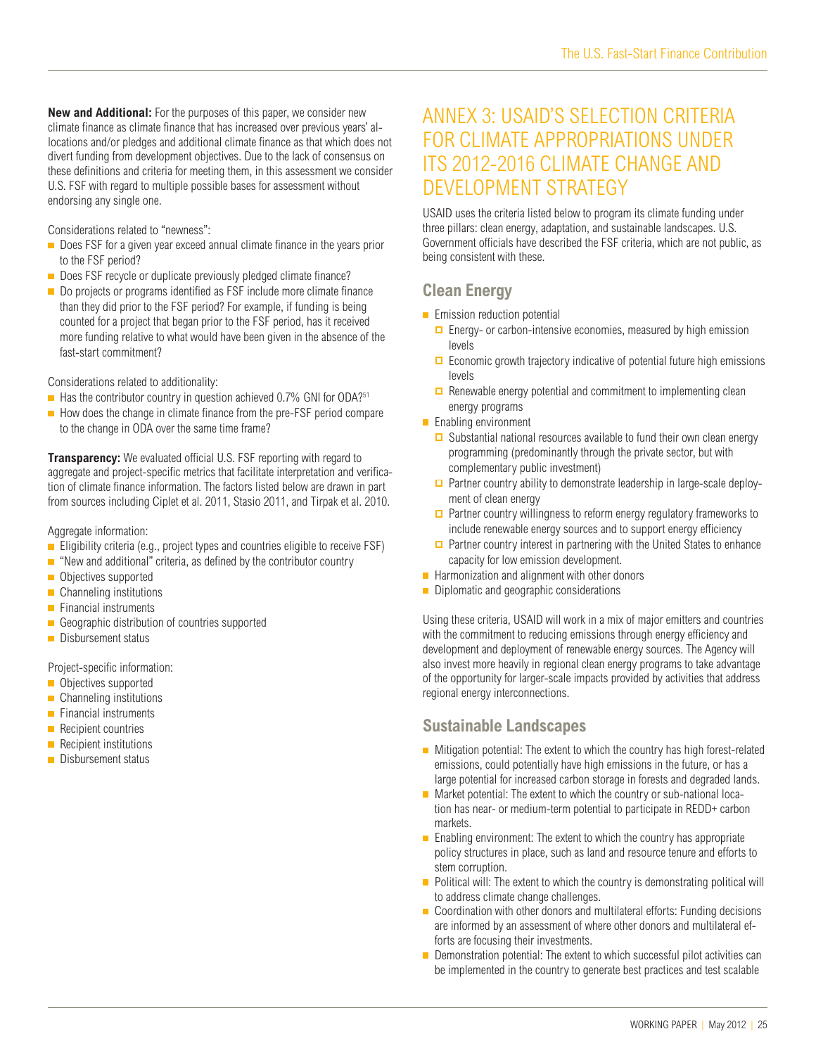**New and Additional:** For the purposes of this paper, we consider new climate finance as climate finance that has increased over previous years' allocations and/or pledges and additional climate finance as that which does not divert funding from development objectives. Due to the lack of consensus on these definitions and criteria for meeting them, in this assessment we consider U.S. FSF with regard to multiple possible bases for assessment without endorsing any single one.

Considerations related to "newness":

- Does FSF for a given year exceed annual climate finance in the years prior to the FSF period?
- Does FSF recycle or duplicate previously pledged climate finance?
- Do projects or programs identified as FSF include more climate finance than they did prior to the FSF period? For example, if funding is being counted for a project that began prior to the FSF period, has it received more funding relative to what would have been given in the absence of the fast-start commitment?

Considerations related to additionality:

- Has the contributor country in question achieved 0.7% GNI for ODA?[51]
- How does the change in climate finance from the pre-FSF period compare to the change in ODA over the same time frame?

**Transparency:** We evaluated official U.S. FSF reporting with regard to aggregate and project-specific metrics that facilitate interpretation and verification of climate finance information. The factors listed below are drawn in part from sources including Ciplet et al. 2011, Stasio 2011, and Tirpak et al. 2010.

Aggregate information:

- Eligibility criteria (e.g., project types and countries eligible to receive FSF)
- "New and additional" criteria, as defined by the contributor country
- Objectives supported
- Channeling institutions
- Financial instruments
- Geographic distribution of countries supported
- Disbursement status

Project-specific information:

- Objectives supported
- Channeling institutions
- Financial instruments
- Recipient countries
- Recipient institutions
- Disbursement status

# ANNEX 3: USAID'S SELECTION CRITERIA FOR CLIMATE APPROPRIATIONS UNDER ITS 2012-2016 CLIMATE CHANGE AND DEVELOPMENT STRATEGY

USAID uses the criteria listed below to program its climate funding under three pillars: clean energy, adaptation, and sustainable landscapes. U.S. Government officials have described the FSF criteria, which are not public, as being consistent with these.

## Clean Energy

- Emission reduction potential
  - Energy- or carbon-intensive economies, measured by high emission levels
  - Economic growth trajectory indicative of potential future high emissions levels
  - Renewable energy potential and commitment to implementing clean energy programs
- Enabling environment
  - Substantial national resources available to fund their own clean energy programming (predominantly through the private sector, but with complementary public investment)
  - Partner country ability to demonstrate leadership in large-scale deployment of clean energy
  - Partner country willingness to reform energy regulatory frameworks to include renewable energy sources and to support energy efficiency
  - Partner country interest in partnering with the United States to enhance capacity for low emission development.
- Harmonization and alignment with other donors
- Diplomatic and geographic considerations

Using these criteria, USAID will work in a mix of major emitters and countries with the commitment to reducing emissions through energy efficiency and development and deployment of renewable energy sources. The Agency will also invest more heavily in regional clean energy programs to take advantage of the opportunity for larger-scale impacts provided by activities that address regional energy interconnections.

## Sustainable Landscapes

- Mitigation potential: The extent to which the country has high forest-related emissions, could potentially have high emissions in the future, or has a large potential for increased carbon storage in forests and degraded lands.
- Market potential: The extent to which the country or sub-national location has near- or medium-term potential to participate in REDD+ carbon markets.
- Enabling environment: The extent to which the country has appropriate policy structures in place, such as land and resource tenure and efforts to stem corruption.
- Political will: The extent to which the country is demonstrating political will to address climate change challenges.
- Coordination with other donors and multilateral efforts: Funding decisions are informed by an assessment of where other donors and multilateral efforts are focusing their investments.
- Demonstration potential: The extent to which successful pilot activities can be implemented in the country to generate best practices and test scalable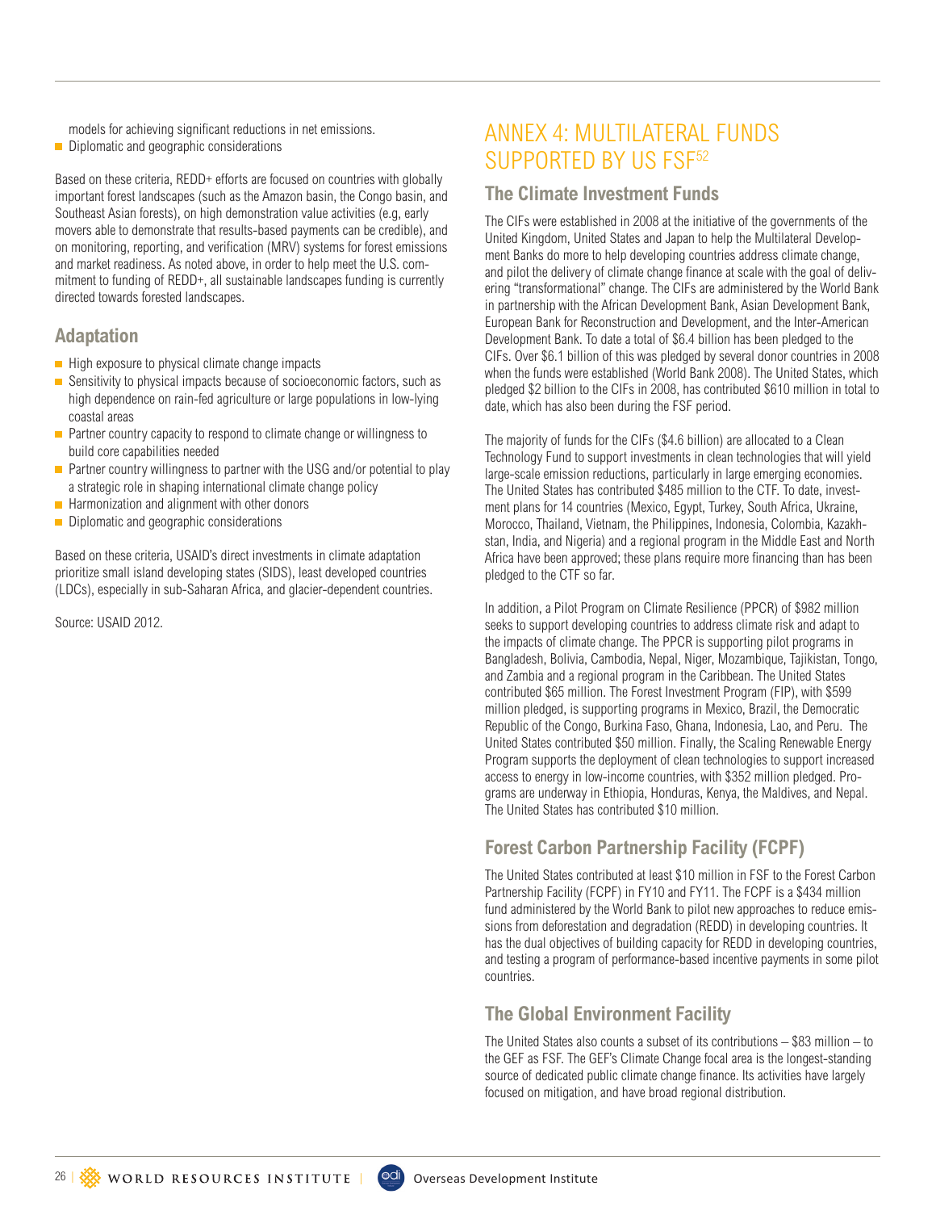models for achieving significant reductions in net emissions.

- Diplomatic and geographic considerations

Based on these criteria, REDD+ efforts are focused on countries with globally important forest landscapes (such as the Amazon basin, the Congo basin, and Southeast Asian forests), on high demonstration value activities (e.g, early movers able to demonstrate that results-based payments can be credible), and on monitoring, reporting, and verification (MRV) systems for forest emissions and market readiness. As noted above, in order to help meet the U.S. commitment to funding of REDD+, all sustainable landscapes funding is currently directed towards forested landscapes.

## Adaptation

- High exposure to physical climate change impacts
- Sensitivity to physical impacts because of socioeconomic factors, such as high dependence on rain-fed agriculture or large populations in low-lying coastal areas
- Partner country capacity to respond to climate change or willingness to build core capabilities needed
- Partner country willingness to partner with the USG and/or potential to play a strategic role in shaping international climate change policy
- Harmonization and alignment with other donors
- Diplomatic and geographic considerations

Based on these criteria, USAID's direct investments in climate adaptation prioritize small island developing states (SIDS), least developed countries (LDCs), especially in sub-Saharan Africa, and glacier-dependent countries.

Source: USAID 2012.

# ANNEX 4: MULTILATERAL FUNDS SUPPORTED BY US FSF[52]

## The Climate Investment Funds

The CIFs were established in 2008 at the initiative of the governments of the United Kingdom, United States and Japan to help the Multilateral Development Banks do more to help developing countries address climate change, and pilot the delivery of climate change finance at scale with the goal of delivering "transformational" change. The CIFs are administered by the World Bank in partnership with the African Development Bank, Asian Development Bank, European Bank for Reconstruction and Development, and the Inter-American Development Bank. To date a total of \$6.4 billion has been pledged to the CIFs. Over \$6.1 billion of this was pledged by several donor countries in 2008 when the funds were established (World Bank 2008). The United States, which pledged \$2 billion to the CIFs in 2008, has contributed \$610 million in total to date, which has also been during the FSF period.

The majority of funds for the CIFs (\$4.6 billion) are allocated to a Clean Technology Fund to support investments in clean technologies that will yield large-scale emission reductions, particularly in large emerging economies. The United States has contributed \$485 million to the CTF. To date, investment plans for 14 countries (Mexico, Egypt, Turkey, South Africa, Ukraine, Morocco, Thailand, Vietnam, the Philippines, Indonesia, Colombia, Kazakhstan, India, and Nigeria) and a regional program in the Middle East and North Africa have been approved; these plans require more financing than has been pledged to the CTF so far.

In addition, a Pilot Program on Climate Resilience (PPCR) of \$982 million seeks to support developing countries to address climate risk and adapt to the impacts of climate change. The PPCR is supporting pilot programs in Bangladesh, Bolivia, Cambodia, Nepal, Niger, Mozambique, Tajikistan, Tongo, and Zambia and a regional program in the Caribbean. The United States contributed \$65 million. The Forest Investment Program (FIP), with \$599 million pledged, is supporting programs in Mexico, Brazil, the Democratic Republic of the Congo, Burkina Faso, Ghana, Indonesia, Lao, and Peru. The United States contributed \$50 million. Finally, the Scaling Renewable Energy Program supports the deployment of clean technologies to support increased access to energy in low-income countries, with \$352 million pledged. Programs are underway in Ethiopia, Honduras, Kenya, the Maldives, and Nepal. The United States has contributed \$10 million.

## Forest Carbon Partnership Facility (FCPF)

The United States contributed at least \$10 million in FSF to the Forest Carbon Partnership Facility (FCPF) in FY10 and FY11. The FCPF is a \$434 million fund administered by the World Bank to pilot new approaches to reduce emissions from deforestation and degradation (REDD) in developing countries. It has the dual objectives of building capacity for REDD in developing countries, and testing a program of performance-based incentive payments in some pilot countries.

## The Global Environment Facility

The United States also counts a subset of its contributions – \$83 million – to the GEF as FSF. The GEF's Climate Change focal area is the longest-standing source of dedicated public climate change finance. Its activities have largely focused on mitigation, and have broad regional distribution.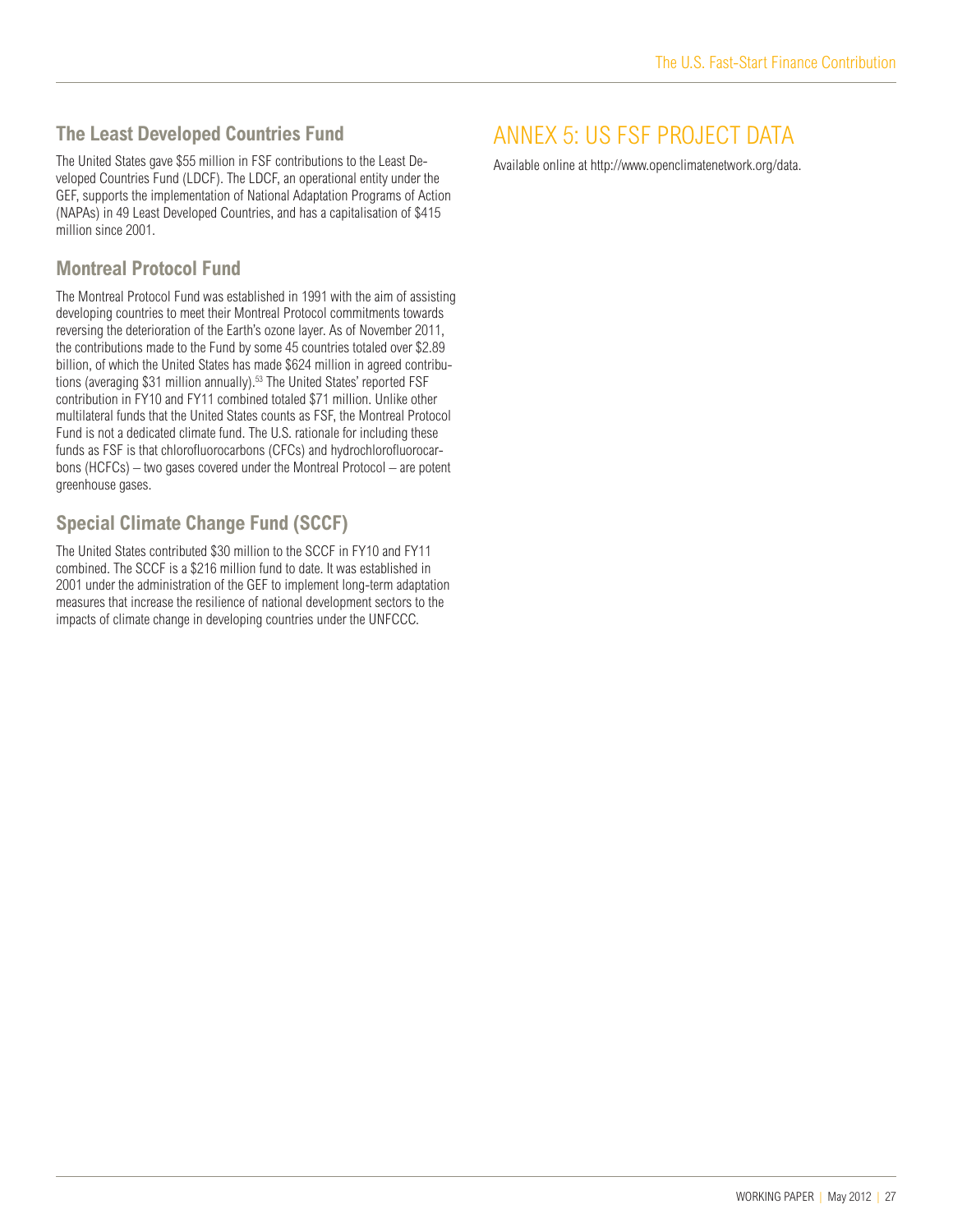## The Least Developed Countries Fund

The United States gave $55 million in FSF contributions to the Least Developed Countries Fund (LDCF). The LDCF, an operational entity under the GEF, supports the implementation of National Adaptation Programs of Action (NAPAs) in 49 Least Developed Countries, and has a capitalisation of $415 million since 2001.

## Montreal Protocol Fund

The Montreal Protocol Fund was established in 1991 with the aim of assisting developing countries to meet their Montreal Protocol commitments towards reversing the deterioration of the Earth's ozone layer. As of November 2011, the contributions made to the Fund by some 45 countries totaled over $2.89 billion, of which the United States has made $624 million in agreed contributions (averaging $31 million annually).[53] The United States' reported FSF contribution in FY10 and FY11 combined totaled $71 million. Unlike other multilateral funds that the United States counts as FSF, the Montreal Protocol Fund is not a dedicated climate fund. The U.S. rationale for including these funds as FSF is that chlorofluorocarbons (CFCs) and hydrochlorofluorocarbons (HCFCs) – two gases covered under the Montreal Protocol – are potent greenhouse gases.

## Special Climate Change Fund (SCCF)

The United States contributed $30 million to the SCCF in FY10 and FY11 combined. The SCCF is a $216 million fund to date. It was established in 2001 under the administration of the GEF to implement long-term adaptation measures that increase the resilience of national development sectors to the impacts of climate change in developing countries under the UNFCCC.

# ANNEX 5: US FSF PROJECT DATA

Available online at http://www.openclimatenetwork.org/data.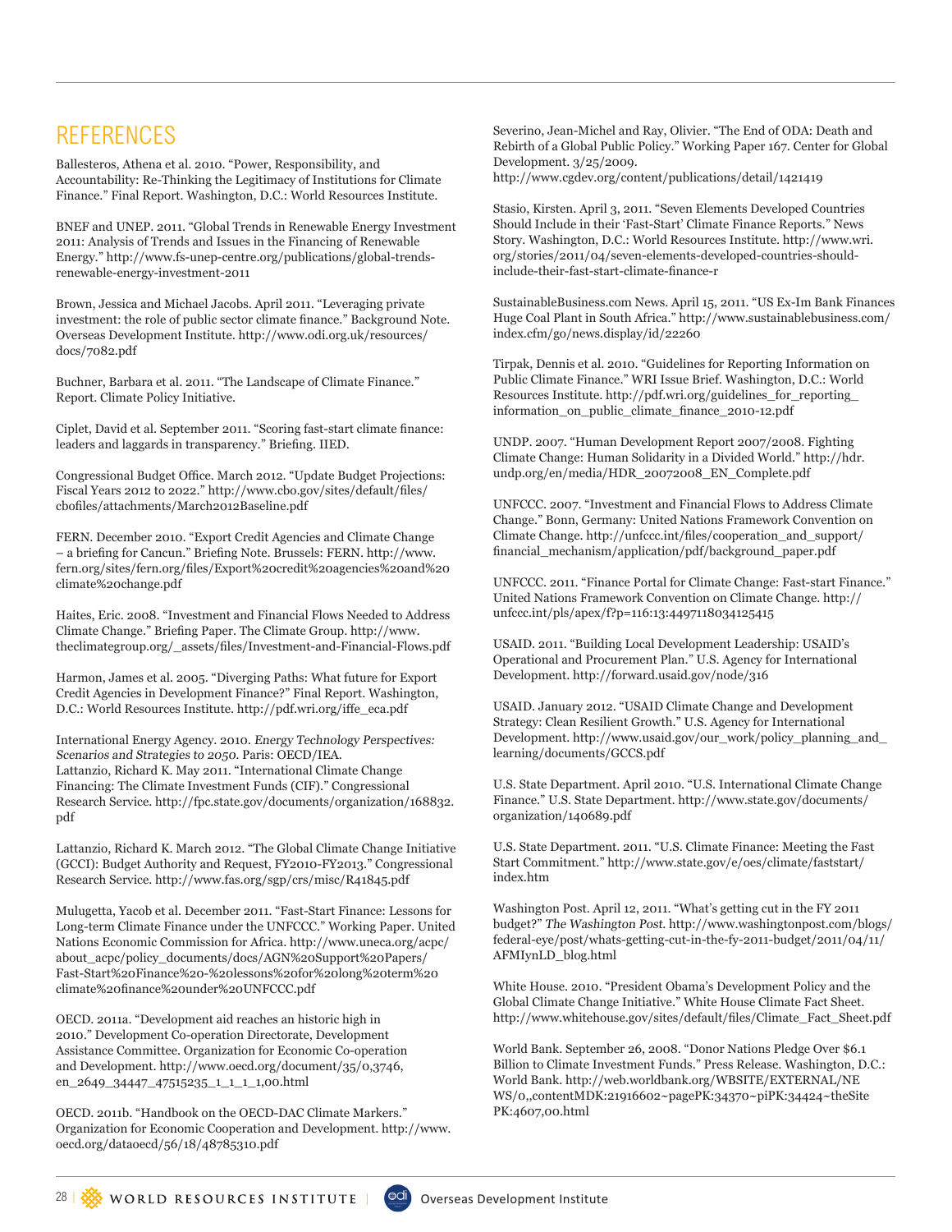## REFERENCES

Ballesteros, Athena et al. 2010. "Power, Responsibility, and Accountability: Re-Thinking the Legitimacy of Institutions for Climate Finance." Final Report. Washington, D.C.: World Resources Institute.

BNEF and UNEP. 2011. "Global Trends in Renewable Energy Investment 2011: Analysis of Trends and Issues in the Financing of Renewable Energy." http://www.fs-unep-centre.org/publications/global-trends-renewable-energy-investment-2011

Brown, Jessica and Michael Jacobs. April 2011. "Leveraging private investment: the role of public sector climate finance." Background Note. Overseas Development Institute. http://www.odi.org.uk/resources/docs/7082.pdf

Buchner, Barbara et al. 2011. "The Landscape of Climate Finance." Report. Climate Policy Initiative.

Ciplet, David et al. September 2011. "Scoring fast-start climate finance: leaders and laggards in transparency." Briefing. IIED.

Congressional Budget Office. March 2012. "Update Budget Projections: Fiscal Years 2012 to 2022." http://www.cbo.gov/sites/default/files/cbofiles/attachments/March2012Baseline.pdf

FERN. December 2010. "Export Credit Agencies and Climate Change – a briefing for Cancun." Briefing Note. Brussels: FERN. http://www.fern.org/sites/fern.org/files/Export%20credit%20agencies%20and%20climate%20change.pdf

Haites, Eric. 2008. "Investment and Financial Flows Needed to Address Climate Change." Briefing Paper. The Climate Group. http://www.theclimategroup.org/_assets/files/Investment-and-Financial-Flows.pdf

Harmon, James et al. 2005. "Diverging Paths: What future for Export Credit Agencies in Development Finance?" Final Report. Washington, D.C.: World Resources Institute. http://pdf.wri.org/iffe_eca.pdf

International Energy Agency. 2010. *Energy Technology Perspectives: Scenarios and Strategies to 2050.* Paris: OECD/IEA.

Lattanzio, Richard K. May 2011. "International Climate Change Financing: The Climate Investment Funds (CIF)." Congressional Research Service. http://fpc.state.gov/documents/organization/168832.pdf

Lattanzio, Richard K. March 2012. "The Global Climate Change Initiative (GCCI): Budget Authority and Request, FY2010-FY2013." Congressional Research Service. http://www.fas.org/sgp/crs/misc/R41845.pdf

Mulugetta, Yacob et al. December 2011. "Fast-Start Finance: Lessons for Long-term Climate Finance under the UNFCCC." Working Paper. United Nations Economic Commission for Africa. http://www.uneca.org/acpc/about_acpc/policy_documents/docs/AGN%20Support%20Papers/Fast-Start%20Finance%20-%20lessons%20for%20long%20term%20climate%20finance%20under%20UNFCCC.pdf

OECD. 2011a. "Development aid reaches an historic high in 2010." Development Co-operation Directorate, Development Assistance Committee. Organization for Economic Co-operation and Development. http://www.oecd.org/document/35/0,3746,en_2649_34447_47515235_1_1_1_1,00.html

OECD. 2011b. "Handbook on the OECD-DAC Climate Markers." Organization for Economic Cooperation and Development. http://www.oecd.org/dataoecd/56/18/48785310.pdf

Severino, Jean-Michel and Ray, Olivier. "The End of ODA: Death and Rebirth of a Global Public Policy." Working Paper 167. Center for Global Development. 3/25/2009. http://www.cgdev.org/content/publications/detail/1421419

Stasio, Kirsten. April 3, 2011. "Seven Elements Developed Countries Should Include in their 'Fast-Start' Climate Finance Reports." News Story. Washington, D.C.: World Resources Institute. http://www.wri.org/stories/2011/04/seven-elements-developed-countries-should-include-their-fast-start-climate-finance-r

SustainableBusiness.com News. April 15, 2011. "US Ex-Im Bank Finances Huge Coal Plant in South Africa." http://www.sustainablebusiness.com/index.cfm/go/news.display/id/22260

Tirpak, Dennis et al. 2010. "Guidelines for Reporting Information on Public Climate Finance." WRI Issue Brief. Washington, D.C.: World Resources Institute. http://pdf.wri.org/guidelines_for_reporting_information_on_public_climate_finance_2010-12.pdf

UNDP. 2007. "Human Development Report 2007/2008. Fighting Climate Change: Human Solidarity in a Divided World." http://hdr.undp.org/en/media/HDR_20072008_EN_Complete.pdf

UNFCCC. 2007. "Investment and Financial Flows to Address Climate Change." Bonn, Germany: United Nations Framework Convention on Climate Change. http://unfccc.int/files/cooperation_and_support/financial_mechanism/application/pdf/background_paper.pdf

UNFCCC. 2011. "Finance Portal for Climate Change: Fast-start Finance." United Nations Framework Convention on Climate Change. http://unfccc.int/pls/apex/f?p=116:13:4497118034125415

USAID. 2011. "Building Local Development Leadership: USAID's Operational and Procurement Plan." U.S. Agency for International Development. http://forward.usaid.gov/node/316

USAID. January 2012. "USAID Climate Change and Development Strategy: Clean Resilient Growth." U.S. Agency for International Development. http://www.usaid.gov/our_work/policy_planning_and_learning/documents/GCCS.pdf

U.S. State Department. April 2010. "U.S. International Climate Change Finance." U.S. State Department. http://www.state.gov/documents/organization/140689.pdf

U.S. State Department. 2011. "U.S. Climate Finance: Meeting the Fast Start Commitment." http://www.state.gov/e/oes/climate/faststart/index.htm

Washington Post. April 12, 2011. "What's getting cut in the FY 2011 budget?" *The Washington Post.* http://www.washingtonpost.com/blogs/federal-eye/post/whats-getting-cut-in-the-fy-2011-budget/2011/04/11/AFMIynLD_blog.html

White House. 2010. "President Obama's Development Policy and the Global Climate Change Initiative." White House Climate Fact Sheet. http://www.whitehouse.gov/sites/default/files/Climate_Fact_Sheet.pdf

World Bank. September 26, 2008. "Donor Nations Pledge Over $6.1 Billion to Climate Investment Funds." Press Release. Washington, D.C.: World Bank. http://web.worldbank.org/WBSITE/EXTERNAL/NEWS/0,,contentMDK:21916602~pagePK:34370~piPK:34424~theSitePK:4607,00.html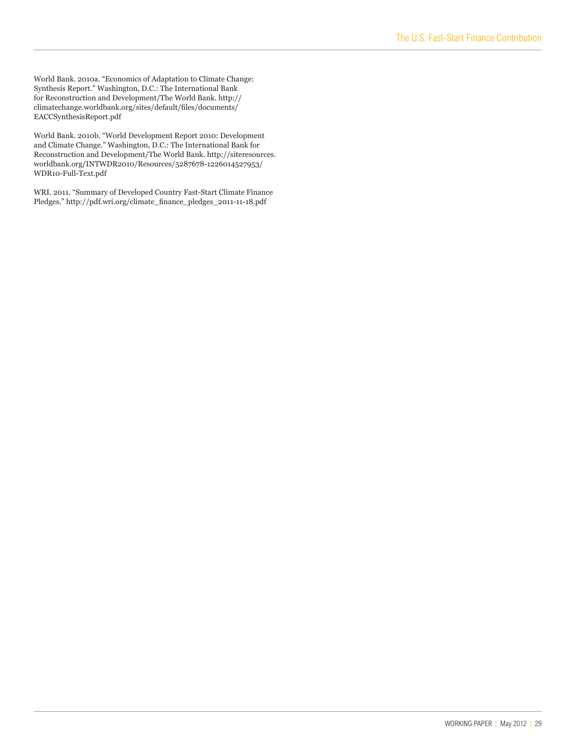World Bank. 2010a. "Economics of Adaptation to Climate Change: Synthesis Report." Washington, D.C.: The International Bank for Reconstruction and Development/The World Bank. http://climatechange.worldbank.org/sites/default/files/documents/EACCSynthesisReport.pdf

World Bank. 2010b. "World Development Report 2010: Development and Climate Change." Washington, D.C.: The International Bank for Reconstruction and Development/The World Bank. http://siteresources.worldbank.org/INTWDR2010/Resources/5287678-1226014527953/WDR10-Full-Text.pdf

WRI. 2011. "Summary of Developed Country Fast-Start Climate Finance Pledges." http://pdf.wri.org/climate_finance_pledges_2011-11-18.pdf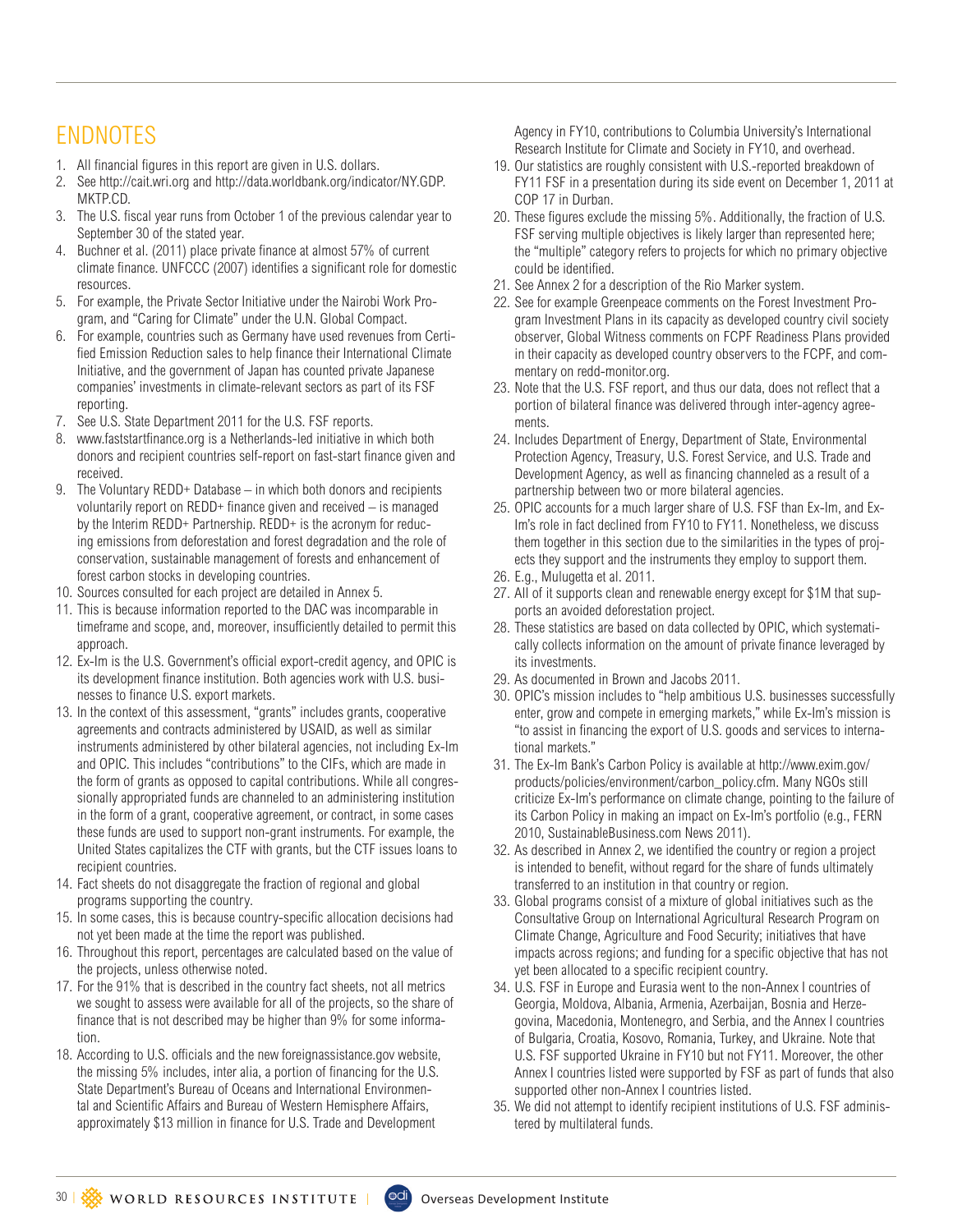# ENDNOTES

1. All financial figures in this report are given in U.S. dollars.
2. See http://cait.wri.org and http://data.worldbank.org/indicator/NY.GDP.MKTP.CD.
3. The U.S. fiscal year runs from October 1 of the previous calendar year to September 30 of the stated year.
4. Buchner et al. (2011) place private finance at almost 57% of current climate finance. UNFCCC (2007) identifies a significant role for domestic resources.
5. For example, the Private Sector Initiative under the Nairobi Work Program, and "Caring for Climate" under the U.N. Global Compact.
6. For example, countries such as Germany have used revenues from Certified Emission Reduction sales to help finance their International Climate Initiative, and the government of Japan has counted private Japanese companies' investments in climate-relevant sectors as part of its FSF reporting.
7. See U.S. State Department 2011 for the U.S. FSF reports.
8. www.faststartfinance.org is a Netherlands-led initiative in which both donors and recipient countries self-report on fast-start finance given and received.
9. The Voluntary REDD+ Database – in which both donors and recipients voluntarily report on REDD+ finance given and received – is managed by the Interim REDD+ Partnership. REDD+ is the acronym for reducing emissions from deforestation and forest degradation and the role of conservation, sustainable management of forests and enhancement of forest carbon stocks in developing countries.
10. Sources consulted for each project are detailed in Annex 5.
11. This is because information reported to the DAC was incomparable in timeframe and scope, and, moreover, insufficiently detailed to permit this approach.
12. Ex-Im is the U.S. Government's official export-credit agency, and OPIC is its development finance institution. Both agencies work with U.S. businesses to finance U.S. export markets.
13. In the context of this assessment, "grants" includes grants, cooperative agreements and contracts administered by USAID, as well as similar instruments administered by other bilateral agencies, not including Ex-Im and OPIC. This includes "contributions" to the CIFs, which are made in the form of grants as opposed to capital contributions. While all congressionally appropriated funds are channeled to an administering institution in the form of a grant, cooperative agreement, or contract, in some cases these funds are used to support non-grant instruments. For example, the United States capitalizes the CTF with grants, but the CTF issues loans to recipient countries.
14. Fact sheets do not disaggregate the fraction of regional and global programs supporting the country.
15. In some cases, this is because country-specific allocation decisions had not yet been made at the time the report was published.
16. Throughout this report, percentages are calculated based on the value of the projects, unless otherwise noted.
17. For the 91% that is described in the country fact sheets, not all metrics we sought to assess were available for all of the projects, so the share of finance that is not described may be higher than 9% for some information.
18. According to U.S. officials and the new foreignassistance.gov website, the missing 5% includes, inter alia, a portion of financing for the U.S. State Department's Bureau of Oceans and International Environmental and Scientific Affairs and Bureau of Western Hemisphere Affairs, approximately $13 million in finance for U.S. Trade and Development Agency in FY10, contributions to Columbia University's International Research Institute for Climate and Society in FY10, and overhead.
19. Our statistics are roughly consistent with U.S.-reported breakdown of FY11 FSF in a presentation during its side event on December 1, 2011 at COP 17 in Durban.
20. These figures exclude the missing 5%. Additionally, the fraction of U.S. FSF serving multiple objectives is likely larger than represented here; the "multiple" category refers to projects for which no primary objective could be identified.
21. See Annex 2 for a description of the Rio Marker system.
22. See for example Greenpeace comments on the Forest Investment Program Investment Plans in its capacity as developed country civil society observer, Global Witness comments on FCPF Readiness Plans provided in their capacity as developed country observers to the FCPF, and commentary on redd-monitor.org.
23. Note that the U.S. FSF report, and thus our data, does not reflect that a portion of bilateral finance was delivered through inter-agency agreements.
24. Includes Department of Energy, Department of State, Environmental Protection Agency, Treasury, U.S. Forest Service, and U.S. Trade and Development Agency, as well as financing channeled as a result of a partnership between two or more bilateral agencies.
25. OPIC accounts for a much larger share of U.S. FSF than Ex-Im, and Ex-Im's role in fact declined from FY10 to FY11. Nonetheless, we discuss them together in this section due to the similarities in the types of projects they support and the instruments they employ to support them.
26. E.g., Mulugetta et al. 2011.
27. All of it supports clean and renewable energy except for $1M that supports an avoided deforestation project.
28. These statistics are based on data collected by OPIC, which systematically collects information on the amount of private finance leveraged by its investments.
29. As documented in Brown and Jacobs 2011.
30. OPIC's mission includes to "help ambitious U.S. businesses successfully enter, grow and compete in emerging markets," while Ex-Im's mission is "to assist in financing the export of U.S. goods and services to international markets."
31. The Ex-Im Bank's Carbon Policy is available at http://www.exim.gov/products/policies/environment/carbon_policy.cfm. Many NGOs still criticize Ex-Im's performance on climate change, pointing to the failure of its Carbon Policy in making an impact on Ex-Im's portfolio (e.g., FERN 2010, SustainableBusiness.com News 2011).
32. As described in Annex 2, we identified the country or region a project is intended to benefit, without regard for the share of funds ultimately transferred to an institution in that country or region.
33. Global programs consist of a mixture of global initiatives such as the Consultative Group on International Agricultural Research Program on Climate Change, Agriculture and Food Security; initiatives that have impacts across regions; and funding for a specific objective that has not yet been allocated to a specific recipient country.
34. U.S. FSF in Europe and Eurasia went to the non-Annex I countries of Georgia, Moldova, Albania, Armenia, Azerbaijan, Bosnia and Herzegovina, Macedonia, Montenegro, and Serbia, and the Annex I countries of Bulgaria, Croatia, Kosovo, Romania, Turkey, and Ukraine. Note that U.S. FSF supported Ukraine in FY10 but not FY11. Moreover, the other Annex I countries listed were supported by FSF as part of funds that also supported other non-Annex I countries listed.
35. We did not attempt to identify recipient institutions of U.S. FSF administered by multilateral funds.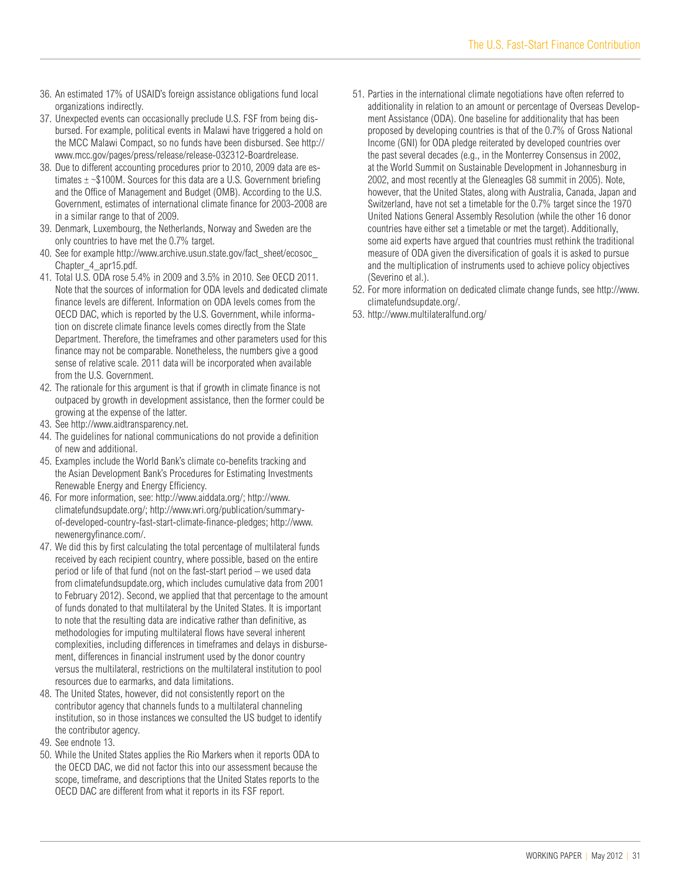36. An estimated 17% of USAID's foreign assistance obligations fund local organizations indirectly.
37. Unexpected events can occasionally preclude U.S. FSF from being disbursed. For example, political events in Malawi have triggered a hold on the MCC Malawi Compact, so no funds have been disbursed. See http://www.mcc.gov/pages/press/release/release-032312-Boardrelease.
38. Due to different accounting procedures prior to 2010, 2009 data are estimates ± ~$100M. Sources for this data are a U.S. Government briefing and the Office of Management and Budget (OMB). According to the U.S. Government, estimates of international climate finance for 2003-2008 are in a similar range to that of 2009.
39. Denmark, Luxembourg, the Netherlands, Norway and Sweden are the only countries to have met the 0.7% target.
40. See for example http://www.archive.usun.state.gov/fact_sheet/ecosoc_Chapter_4_apr15.pdf.
41. Total U.S. ODA rose 5.4% in 2009 and 3.5% in 2010. See OECD 2011. Note that the sources of information for ODA levels and dedicated climate finance levels are different. Information on ODA levels comes from the OECD DAC, which is reported by the U.S. Government, while information on discrete climate finance levels comes directly from the State Department. Therefore, the timeframes and other parameters used for this finance may not be comparable. Nonetheless, the numbers give a good sense of relative scale. 2011 data will be incorporated when available from the U.S. Government.
42. The rationale for this argument is that if growth in climate finance is not outpaced by growth in development assistance, then the former could be growing at the expense of the latter.
43. See http://www.aidtransparency.net.
44. The guidelines for national communications do not provide a definition of new and additional.
45. Examples include the World Bank's climate co-benefits tracking and the Asian Development Bank's Procedures for Estimating Investments Renewable Energy and Energy Efficiency.
46. For more information, see: http://www.aiddata.org/; http://www.climatefundsupdate.org/; http://www.wri.org/publication/summary-of-developed-country-fast-start-climate-finance-pledges; http://www.newenergyfinance.com/.
47. We did this by first calculating the total percentage of multilateral funds received by each recipient country, where possible, based on the entire period or life of that fund (not on the fast-start period – we used data from climatefundsupdate.org, which includes cumulative data from 2001 to February 2012). Second, we applied that that percentage to the amount of funds donated to that multilateral by the United States. It is important to note that the resulting data are indicative rather than definitive, as methodologies for imputing multilateral flows have several inherent complexities, including differences in timeframes and delays in disbursement, differences in financial instrument used by the donor country versus the multilateral, restrictions on the multilateral institution to pool resources due to earmarks, and data limitations.
48. The United States, however, did not consistently report on the contributor agency that channels funds to a multilateral channeling institution, so in those instances we consulted the US budget to identify the contributor agency.
49. See endnote 13.
50. While the United States applies the Rio Markers when it reports ODA to the OECD DAC, we did not factor this into our assessment because the scope, timeframe, and descriptions that the United States reports to the OECD DAC are different from what it reports in its FSF report.
51. Parties in the international climate negotiations have often referred to additionality in relation to an amount or percentage of Overseas Development Assistance (ODA). One baseline for additionality that has been proposed by developing countries is that of the 0.7% of Gross National Income (GNI) for ODA pledge reiterated by developed countries over the past several decades (e.g., in the Monterrey Consensus in 2002, at the World Summit on Sustainable Development in Johannesburg in 2002, and most recently at the Gleneagles G8 summit in 2005). Note, however, that the United States, along with Australia, Canada, Japan and Switzerland, have not set a timetable for the 0.7% target since the 1970 United Nations General Assembly Resolution (while the other 16 donor countries have either set a timetable or met the target). Additionally, some aid experts have argued that countries must rethink the traditional measure of ODA given the diversification of goals it is asked to pursue and the multiplication of instruments used to achieve policy objectives (Severino et al.).
52. For more information on dedicated climate change funds, see http://www.climatefundsupdate.org/.
53. http://www.multilateralfund.org/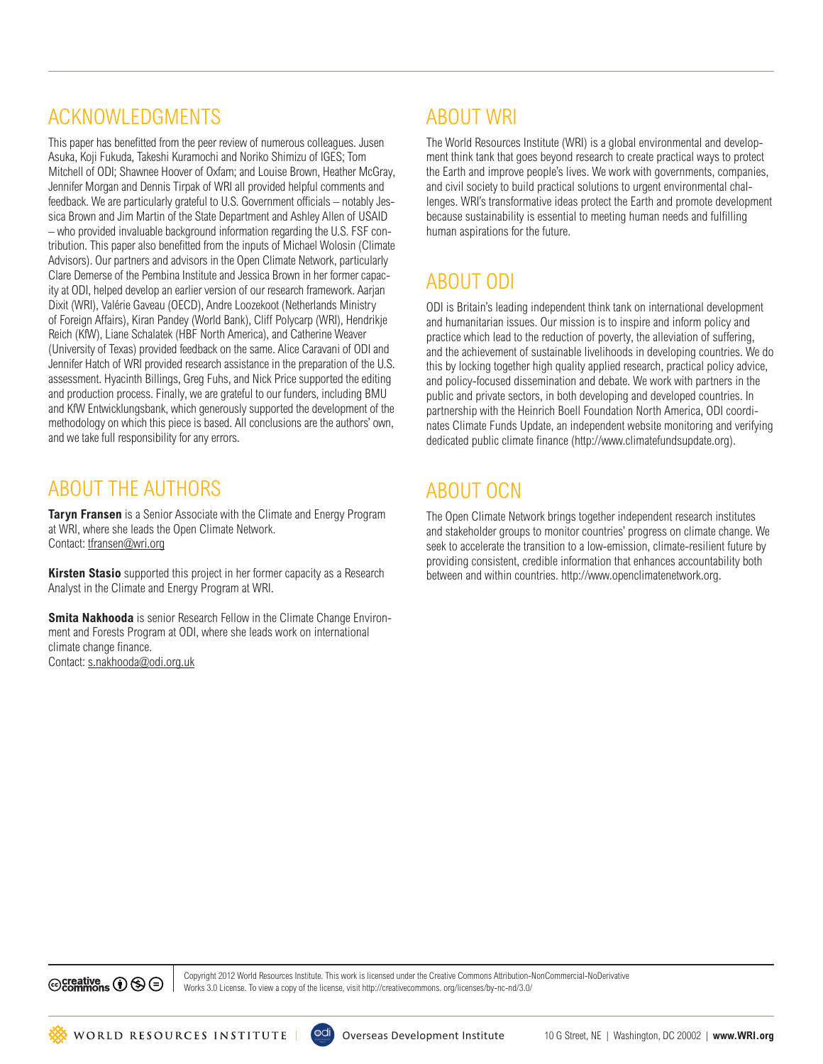## ACKNOWLEDGMENTS

This paper has benefitted from the peer review of numerous colleagues. Jusen Asuka, Koji Fukuda, Takeshi Kuramochi and Noriko Shimizu of IGES; Tom Mitchell of ODI; Shawnee Hoover of Oxfam; and Louise Brown, Heather McGray, Jennifer Morgan and Dennis Tirpak of WRI all provided helpful comments and feedback. We are particularly grateful to U.S. Government officials – notably Jessica Brown and Jim Martin of the State Department and Ashley Allen of USAID – who provided invaluable background information regarding the U.S. FSF contribution. This paper also benefitted from the inputs of Michael Wolosin (Climate Advisors). Our partners and advisors in the Open Climate Network, particularly Clare Demerse of the Pembina Institute and Jessica Brown in her former capacity at ODI, helped develop an earlier version of our research framework. Aarjan Dixit (WRI), Valérie Gaveau (OECD), Andre Loozekoot (Netherlands Ministry of Foreign Affairs), Kiran Pandey (World Bank), Cliff Polycarp (WRI), Hendrikje Reich (KfW), Liane Schalatek (HBF North America), and Catherine Weaver (University of Texas) provided feedback on the same. Alice Caravani of ODI and Jennifer Hatch of WRI provided research assistance in the preparation of the U.S. assessment. Hyacinth Billings, Greg Fuhs, and Nick Price supported the editing and production process. Finally, we are grateful to our funders, including BMU and KfW Entwicklungsbank, which generously supported the development of the methodology on which this piece is based. All conclusions are the authors' own, and we take full responsibility for any errors.

## ABOUT THE AUTHORS

**Taryn Fransen** is a Senior Associate with the Climate and Energy Program at WRI, where she leads the Open Climate Network.
Contact: tfransen@wri.org

**Kirsten Stasio** supported this project in her former capacity as a Research Analyst in the Climate and Energy Program at WRI.

**Smita Nakhooda** is senior Research Fellow in the Climate Change Environment and Forests Program at ODI, where she leads work on international climate change finance.
Contact: s.nakhooda@odi.org.uk

## ABOUT WRI

The World Resources Institute (WRI) is a global environmental and development think tank that goes beyond research to create practical ways to protect the Earth and improve people's lives. We work with governments, companies, and civil society to build practical solutions to urgent environmental challenges. WRI's transformative ideas protect the Earth and promote development because sustainability is essential to meeting human needs and fulfilling human aspirations for the future.

## ABOUT ODI

ODI is Britain's leading independent think tank on international development and humanitarian issues. Our mission is to inspire and inform policy and practice which lead to the reduction of poverty, the alleviation of suffering, and the achievement of sustainable livelihoods in developing countries. We do this by locking together high quality applied research, practical policy advice, and policy-focused dissemination and debate. We work with partners in the public and private sectors, in both developing and developed countries. In partnership with the Heinrich Boell Foundation North America, ODI coordinates Climate Funds Update, an independent website monitoring and verifying dedicated public climate finance (http://www.climatefundsupdate.org).

## ABOUT OCN

The Open Climate Network brings together independent research institutes and stakeholder groups to monitor countries' progress on climate change. We seek to accelerate the transition to a low-emission, climate-resilient future by providing consistent, credible information that enhances accountability both between and within countries. http://www.openclimatenetwork.org.

Copyright 2012 World Resources Institute. This work is licensed under the Creative Commons Attribution-NonCommercial-NoDerivative Works 3.0 License. To view a copy of the license, visit http://creativecommons. org/licenses/by-nc-nd/3.0/

WORLD RESOURCES INSTITUTE | Overseas Development Institute | 10 G Street, NE | Washington, DC 20002 | **www.WRI.org**